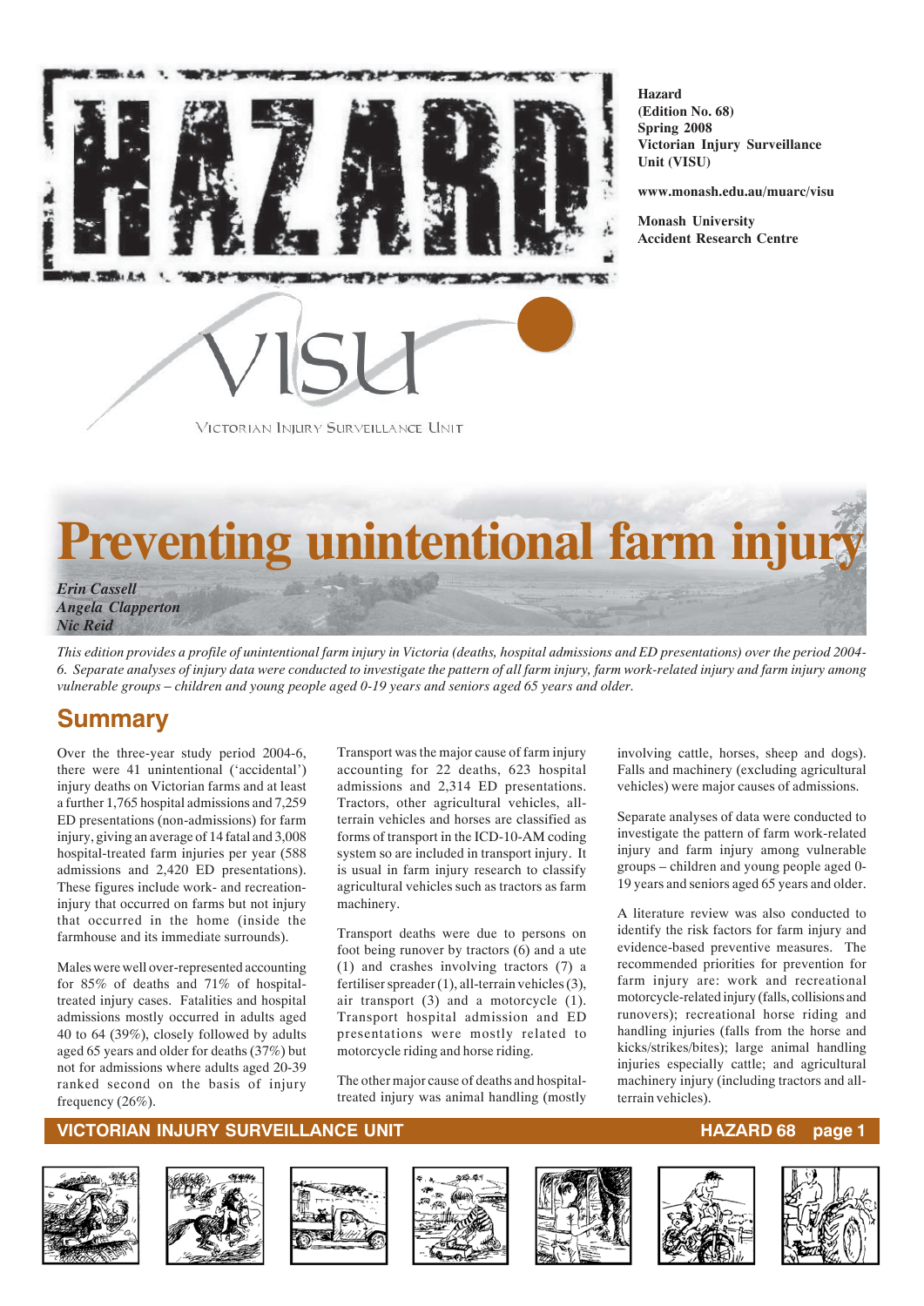**Hazard**
**(Edition No. 68)**
**Spring 2008**
**Victorian Injury Surveillance Unit (VISU)**

**www.monash.edu.au/muarc/visu**

**Monash University Accident Research Centre**

# Preventing unintentional farm injury

***Erin Cassell***
***Angela Clapperton***
***Nic Reid***

*This edition provides a profile of unintentional farm injury in Victoria (deaths, hospital admissions and ED presentations) over the period 2004-6. Separate analyses of injury data were conducted to investigate the pattern of all farm injury, farm work-related injury and farm injury among vulnerable groups – children and young people aged 0-19 years and seniors aged 65 years and older.*

## Summary

Over the three-year study period 2004-6, there were 41 unintentional ('accidental') injury deaths on Victorian farms and at least a further 1,765 hospital admissions and 7,259 ED presentations (non-admissions) for farm injury, giving an average of 14 fatal and 3,008 hospital-treated farm injuries per year (588 admissions and 2,420 ED presentations). These figures include work- and recreation-injury that occurred on farms but not injury that occurred in the home (inside the farmhouse and its immediate surrounds).

Males were well over-represented accounting for 85% of deaths and 71% of hospital-treated injury cases. Fatalities and hospital admissions mostly occurred in adults aged 40 to 64 (39%), closely followed by adults aged 65 years and older for deaths (37%) but not for admissions where adults aged 20-39 ranked second on the basis of injury frequency (26%).

Transport was the major cause of farm injury accounting for 22 deaths, 623 hospital admissions and 2,314 ED presentations. Tractors, other agricultural vehicles, all-terrain vehicles and horses are classified as forms of transport in the ICD-10-AM coding system so are included in transport injury. It is usual in farm injury research to classify agricultural vehicles such as tractors as farm machinery.

Transport deaths were due to persons on foot being runover by tractors (6) and a ute (1) and crashes involving tractors (7) a fertiliser spreader (1), all-terrain vehicles (3), air transport (3) and a motorcycle (1). Transport hospital admission and ED presentations were mostly related to motorcycle riding and horse riding.

The other major cause of deaths and hospital-treated injury was animal handling (mostly involving cattle, horses, sheep and dogs). Falls and machinery (excluding agricultural vehicles) were major causes of admissions.

Separate analyses of data were conducted to investigate the pattern of farm work-related injury and farm injury among vulnerable groups – children and young people aged 0-19 years and seniors aged 65 years and older.

A literature review was also conducted to identify the risk factors for farm injury and evidence-based preventive measures. The recommended priorities for prevention for farm injury are: work and recreational motorcycle-related injury (falls, collisions and runovers); recreational horse riding and handling injuries (falls from the horse and kicks/strikes/bites); large animal handling injuries especially cattle; and agricultural machinery injury (including tractors and all-terrain vehicles).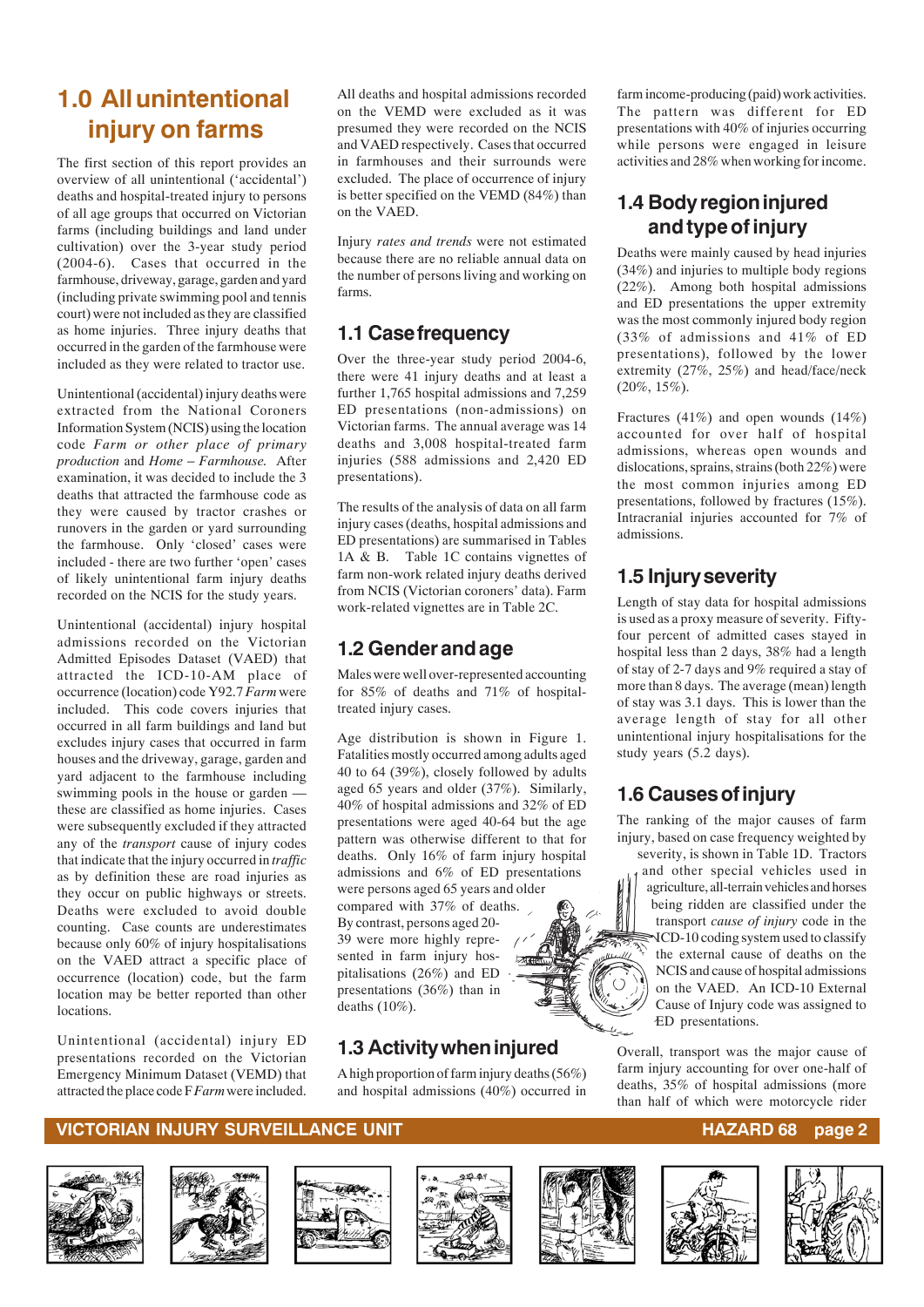## 1.0 All unintentional injury on farms

The first section of this report provides an overview of all unintentional ('accidental') deaths and hospital-treated injury to persons of all age groups that occurred on Victorian farms (including buildings and land under cultivation) over the 3-year study period (2004-6). Cases that occurred in the farmhouse, driveway, garage, garden and yard (including private swimming pool and tennis court) were not included as they are classified as home injuries. Three injury deaths that occurred in the garden of the farmhouse were included as they were related to tractor use.

Unintentional (accidental) injury deaths were extracted from the National Coroners Information System (NCIS) using the location code *Farm or other place of primary production* and *Home – Farmhouse*. After examination, it was decided to include the 3 deaths that attracted the farmhouse code as they were caused by tractor crashes or runovers in the garden or yard surrounding the farmhouse. Only 'closed' cases were included - there are two further 'open' cases of likely unintentional farm injury deaths recorded on the NCIS for the study years.

Unintentional (accidental) injury hospital admissions recorded on the Victorian Admitted Episodes Dataset (VAED) that attracted the ICD-10-AM place of occurrence (location) code Y92.7 *Farm* were included. This code covers injuries that occurred in all farm buildings and land but excludes injury cases that occurred in farm houses and the driveway, garage, garden and yard adjacent to the farmhouse including swimming pools in the house or garden — these are classified as home injuries. Cases were subsequently excluded if they attracted any of the *transport* cause of injury codes that indicate that the injury occurred in *traffic* as by definition these are road injuries as they occur on public highways or streets. Deaths were excluded to avoid double counting. Case counts are underestimates because only 60% of injury hospitalisations on the VAED attract a specific place of occurrence (location) code, but the farm location may be better reported than other locations.

Unintentional (accidental) injury ED presentations recorded on the Victorian Emergency Minimum Dataset (VEMD) that attracted the place code F *Farm* were included. All deaths and hospital admissions recorded on the VEMD were excluded as it was presumed they were recorded on the NCIS and VAED respectively. Cases that occurred in farmhouses and their surrounds were excluded. The place of occurrence of injury is better specified on the VEMD (84%) than on the VAED.

Injury *rates and trends* were not estimated because there are no reliable annual data on the number of persons living and working on farms.

### 1.1 Case frequency

Over the three-year study period 2004-6, there were 41 injury deaths and at least a further 1,765 hospital admissions and 7,259 ED presentations (non-admissions) on Victorian farms. The annual average was 14 deaths and 3,008 hospital-treated farm injuries (588 admissions and 2,420 ED presentations).

The results of the analysis of data on all farm injury cases (deaths, hospital admissions and ED presentations) are summarised in Tables 1A & B. Table 1C contains vignettes of farm non-work related injury deaths derived from NCIS (Victorian coroners' data). Farm work-related vignettes are in Table 2C.

### 1.2 Gender and age

Males were well over-represented accounting for 85% of deaths and 71% of hospital-treated injury cases.

Age distribution is shown in Figure 1. Fatalities mostly occurred among adults aged 40 to 64 (39%), closely followed by adults aged 65 years and older (37%). Similarly, 40% of hospital admissions and 32% of ED presentations were aged 40-64 but the age pattern was otherwise different to that for deaths. Only 16% of farm injury hospital admissions and 6% of ED presentations were persons aged 65 years and older compared with 37% of deaths. By contrast, persons aged 20-39 were more highly represented in farm injury hospitalisations (26%) and ED presentations (36%) than in deaths (10%).

### 1.3 Activity when injured

A high proportion of farm injury deaths (56%) and hospital admissions (40%) occurred in farm income-producing (paid) work activities. The pattern was different for ED presentations with 40% of injuries occurring while persons were engaged in leisure activities and 28% when working for income.

### 1.4 Body region injured and type of injury

Deaths were mainly caused by head injuries (34%) and injuries to multiple body regions (22%). Among both hospital admissions and ED presentations the upper extremity was the most commonly injured body region (33% of admissions and 41% of ED presentations), followed by the lower extremity (27%, 25%) and head/face/neck (20%, 15%).

Fractures (41%) and open wounds (14%) accounted for over half of hospital admissions, whereas open wounds and dislocations, sprains, strains (both 22%) were the most common injuries among ED presentations, followed by fractures (15%). Intracranial injuries accounted for 7% of admissions.

### 1.5 Injury severity

Length of stay data for hospital admissions is used as a proxy measure of severity. Fifty-four percent of admitted cases stayed in hospital less than 2 days, 38% had a length of stay of 2-7 days and 9% required a stay of more than 8 days. The average (mean) length of stay was 3.1 days. This is lower than the average length of stay for all other unintentional injury hospitalisations for the study years (5.2 days).

### 1.6 Causes of injury

The ranking of the major causes of farm injury, based on case frequency weighted by severity, is shown in Table 1D. Tractors and other special vehicles used in agriculture, all-terrain vehicles and horses being ridden are classified under the transport *cause of injury* code in the ICD-10 coding system used to classify the external cause of deaths on the NCIS and cause of hospital admissions on the VAED. An ICD-10 External Cause of Injury code was assigned to ED presentations.

Overall, transport was the major cause of farm injury accounting for over one-half of deaths, 35% of hospital admissions (more than half of which were motorcycle rider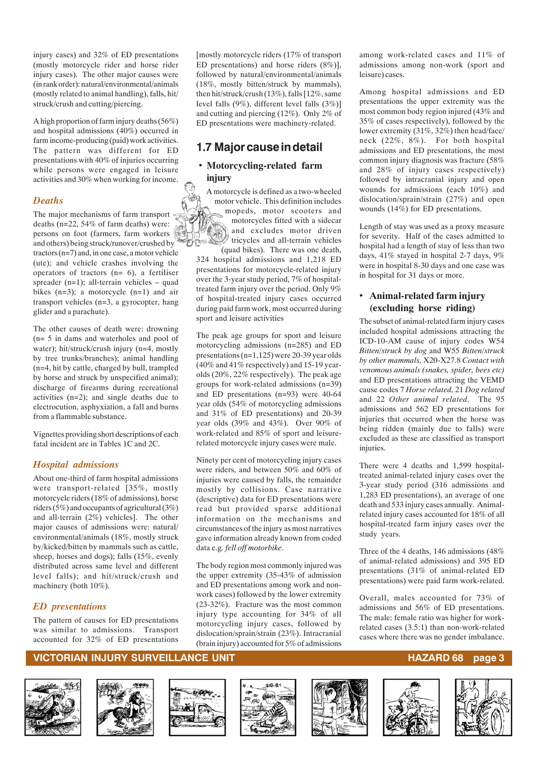injury cases) and 32% of ED presentations (mostly motorcycle rider and horse rider injury cases). The other major causes were (in rank order): natural/environmental/animals (mostly related to animal handling), falls, hit/struck/crush and cutting/piercing.

A high proportion of farm injury deaths (56%) and hospital admissions (40%) occurred in farm income-producing (paid) work activities. The pattern was different for ED presentations with 40% of injuries occurring while persons were engaged in leisure activities and 30% when working for income.

### *Deaths*

The major mechanisms of farm transport deaths (n=22, 54% of farm deaths) were: persons on foot (farmers, farm workers and others) being struck/runover/crushed by tractors (n=7) and, in one case, a motor vehicle (ute); and vehicle crashes involving the operators of tractors (n= 6), a fertiliser spreader (n=1); all-terrain vehicles – quad bikes (n=3); a motorcycle (n=1) and air transport vehicles (n=3, a gyrocopter, hang glider and a parachute).

The other causes of death were: drowning (n= 5 in dams and waterholes and pool of water); hit/struck/crush injury (n=4, mostly by tree trunks/branches); animal handling (n=4, hit by cattle, charged by bull, trampled by horse and struck by unspecified animal); discharge of firearms during recreational activities (n=2); and single deaths due to electrocution, asphyxiation, a fall and burns from a flammable substance.

Vignettes providing short descriptions of each fatal incident are in Tables 1C and 2C.

### *Hospital admissions*

About one-third of farm hospital admissions were transport-related [35%, mostly motorcycle riders (18% of admissions), horse riders (5%) and occupants of agricultural (3%) and all-terrain (2%) vehicles]. The other major causes of admissions were: natural/environmental/animals (18%, mostly struck by/kicked/bitten by mammals such as cattle, sheep, horses and dogs); falls (15%, evenly distributed across same level and different level falls); and hit/struck/crush and machinery (both 10%).

### *ED presentations*

The pattern of causes for ED presentations was similar to admissions. Transport accounted for 32% of ED presentations [mostly motorcycle riders (17% of transport ED presentations) and horse riders (8%)], followed by natural/environmental/animals (18%, mostly bitten/struck by mammals), then hit/struck/crush (13%), falls [12%, same level falls (9%), different level falls (3%)] and cutting and piercing (12%). Only 2% of ED presentations were machinery-related.

## 1.7 Major cause in detail

### • Motorcycling-related farm injury

A motorcycle is defined as a two-wheeled motor vehicle. This definition includes mopeds, motor scooters and motorcycles fitted with a sidecar and excludes motor driven tricycles and all-terrain vehicles (quad bikes). There was one death, 324 hospital admissions and 1,218 ED presentations for motorcycle-related injury over the 3-year study period, 7% of hospital-treated farm injury over the period. Only 9% of hospital-treated injury cases occurred during paid farm work, most occurred during sport and leisure activities

The peak age groups for sport and leisure motorcycling admissions (n=285) and ED presentations (n=1,125) were 20-39 year olds (40% and 41% respectively) and 15-19 year-olds (20%, 22% respectively). The peak age groups for work-related admissions (n=39) and ED presentations (n=93) were 40-64 year olds (54% of motorcycling admissions and 31% of ED presentations) and 20-39 year olds (39% and 43%). Over 90% of work-related and 85% of sport and leisure-related motorcycle injury cases were male.

Ninety per cent of motorcycling injury cases were riders, and between 50% and 60% of injuries were caused by falls, the remainder mostly by collisions. Case narrative (descriptive) data for ED presentations were read but provided sparse additional information on the mechanisms and circumstances of the injury as most narratives gave information already known from coded data e.g. *fell off motorbike*.

The body region most commonly injured was the upper extremity (35-43% of admission and ED presentations among work and non-work cases) followed by the lower extremity (23-32%). Fracture was the most common injury type accounting for 34% of all motorcycling injury cases, followed by dislocation/sprain/strain (23%). Intracranial (brain injury) accounted for 5% of admissions among work-related cases and 11% of admissions among non-work (sport and leisure) cases.

Among hospital admissions and ED presentations the upper extremity was the most common body region injured (43% and 35% of cases respectively), followed by the lower extremity (31%, 32%) then head/face/neck (22%, 8%). For both hospital admissions and ED presentations, the most common injury diagnosis was fracture (58% and 28% of injury cases respectively) followed by intracranial injury and open wounds for admissions (each 10%) and dislocation/sprain/strain (27%) and open wounds (14%) for ED presentations.

Length of stay was used as a proxy measure for severity. Half of the cases admitted to hospital had a length of stay of less than two days, 41% stayed in hospital 2-7 days, 9% were in hospital 8-30 days and one case was in hospital for 31 days or more.

### • Animal-related farm injury (excluding horse riding)

The subset of animal-related farm injury cases included hospital admissions attracting the ICD-10-AM cause of injury codes W54 *Bitten/struck by dog* and W55 *Bitten/struck by other mammals,* X20-X27.8 *Contact with venomous animals (snakes, spider, bees etc)* and ED presentations attracting the VEMD cause codes 7 *Horse related*, 21 *Dog related* and 22 *Other animal related*. The 95 admissions and 562 ED presentations for injuries that occurred when the horse was being ridden (mainly due to falls) were excluded as these are classified as transport injuries.

There were 4 deaths and 1,599 hospital-treated animal-related injury cases over the 3-year study period (316 admissions and 1,283 ED presentations), an average of one death and 533 injury cases annually. Animal-related injury cases accounted for 18% of all hospital-treated farm injury cases over the study years.

Three of the 4 deaths, 146 admissions (48% of animal-related admissions) and 395 ED presentations (31% of animal-related ED presentations) were paid farm work-related.

Overall, males accounted for 73% of admissions and 56% of ED presentations. The male: female ratio was higher for work-related cases (3.5:1) than non-work-related cases where there was no gender imbalance.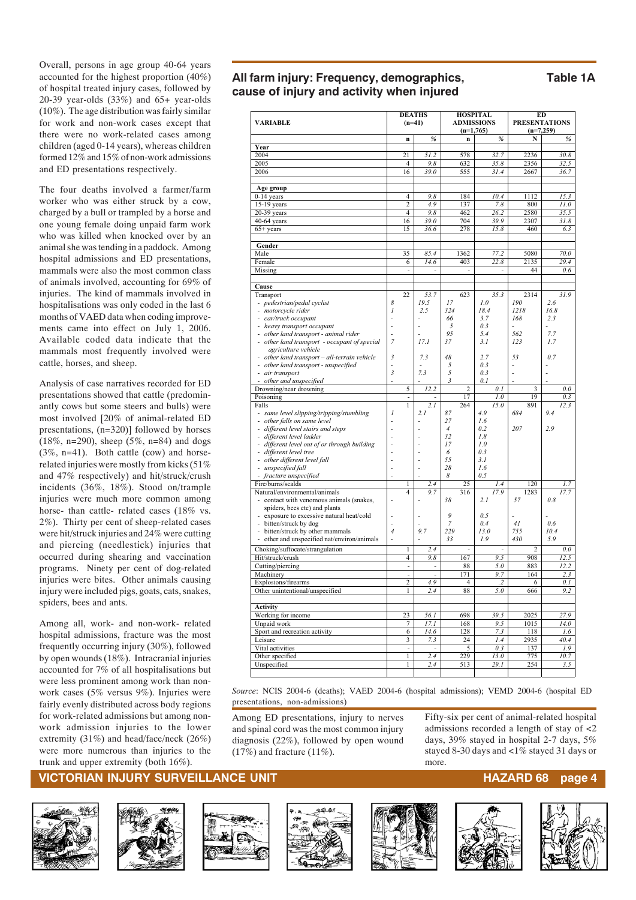Overall, persons in age group 40-64 years accounted for the highest proportion (40%) of hospital treated injury cases, followed by 20-39 year-olds (33%) and 65+ year-olds (10%). The age distribution was fairly similar for work and non-work cases except that there were no work-related cases among children (aged 0-14 years), whereas children formed 12% and 15% of non-work admissions and ED presentations respectively.

The four deaths involved a farmer/farm worker who was either struck by a cow, charged by a bull or trampled by a horse and one young female doing unpaid farm work who was killed when knocked over by an animal she was tending in a paddock. Among hospital admissions and ED presentations, mammals were also the most common class of animals involved, accounting for 69% of injuries. The kind of mammals involved in hospitalisations was only coded in the last 6 months of VAED data when coding improvements came into effect on July 1, 2006. Available coded data indicate that the mammals most frequently involved were cattle, horses, and sheep.

Analysis of case narratives recorded for ED presentations showed that cattle (predominantly cows but some steers and bulls) were most involved [20% of animal-related ED presentations, (n=320)] followed by horses (18%, n=290), sheep (5%, n=84) and dogs (3%, n=41). Both cattle (cow) and horse-related injuries were mostly from kicks (51% and 47% respectively) and hit/struck/crush incidents (36%, 18%). Stood on/trample injuries were much more common among horse- than cattle- related cases (18% vs. 2%). Thirty per cent of sheep-related cases were hit/struck injuries and 24% were cutting and piercing (needlestick) injuries that occurred during shearing and vaccination programs. Ninety per cent of dog-related injuries were bites. Other animals causing injury were included pigs, goats, cats, snakes, spiders, bees and ants.

Among all, work- and non-work- related hospital admissions, fracture was the most frequently occurring injury (30%), followed by open wounds (18%). Intracranial injuries accounted for 7% of all hospitalisations but were less prominent among work than non-work cases (5% versus 9%). Injuries were fairly evenly distributed across body regions for work-related admissions but among non-work admission injuries to the lower extremity (31%) and head/face/neck (26%) were more numerous than injuries to the trunk and upper extremity (both 16%).

## All farm injury: Frequency, demographics, cause of injury and activity when injured — Table 1A

| VARIABLE | DEATHS (n=41) | | HOSPITAL ADMISSIONS (n=1,765) | | ED PRESENTATIONS (n=7,259) | |
|---|---|---|---|---|---|---|
| | n | % | n | % | N | % |
| **Year** | | | | | | |
| 2004 | 21 | 51.2 | 578 | 32.7 | 2236 | 30.8 |
| 2005 | 4 | 9.8 | 632 | 35.8 | 2356 | 32.5 |
| 2006 | 16 | 39.0 | 555 | 31.4 | 2667 | 36.7 |
| **Age group** | | | | | | |
| 0-14 years | 4 | 9.8 | 184 | 10.4 | 1112 | 15.3 |
| 15-19 years | 2 | 4.9 | 137 | 7.8 | 800 | 11.0 |
| 20-39 years | 4 | 9.8 | 462 | 26.2 | 2580 | 35.5 |
| 40-64 years | 16 | 39.0 | 704 | 39.9 | 2307 | 31.8 |
| 65+ years | 15 | 36.6 | 278 | 15.8 | 460 | 6.3 |
| **Gender** | | | | | | |
| Male | 35 | 85.4 | 1362 | 77.2 | 5080 | 70.0 |
| Female | 6 | 14.6 | 403 | 22.8 | 2135 | 29.4 |
| Missing | - | - | - | - | 44 | 0.6 |
| **Cause** | | | | | | |
| Transport | 22 | 53.7 | 623 | 35.3 | 2314 | 31.9 |
| - *pedestrian/pedal cyclist* | *8* | *19.5* | *17* | *1.0* | *190* | *2.6* |
| - *motorcycle rider* | *1* | *2.5* | *324* | *18.4* | *1218* | *16.8* |
| - *car/truck occupant* | - | - | *66* | *3.7* | *168* | *2.3* |
| - *heavy transport occupant* | - | - | *5* | *0.3* | - | - |
| - *other land transport - animal rider* | - | - | *95* | *5.4* | *562* | *7.7* |
| - *other land transport - occupant of special agriculture vehicle* | *7* | *17.1* | *37* | *3.1* | *123* | *1.7* |
| - *other land transport – all-terrain vehicle* | *3* | *7.3* | *48* | *2.7* | *53* | *0.7* |
| - *other land transport - unspecified* | - | - | *5* | *0.3* | - | - |
| - *air transport* | *3* | *7.3* | *5* | *0.3* | - | - |
| - *other and unspecified* | - | - | *3* | *0.1* | - | - |
| Drowning/near drowning | 5 | 12.2 | 2 | 0.1 | 3 | 0.0 |
| Poisoning | - | - | 17 | 1.0 | 19 | 0.3 |
| Falls | 1 | 2.1 | 264 | 15.0 | 891 | 12.3 |
| - *same level slipping/tripping/stumbling* | *1* | *2.1* | *87* | *4.9* | *684* | *9.4* |
| - *other falls on same level* | - | - | *27* | *1.6* | | |
| - *different level stairs and steps* | - | - | *4* | *0.2* | *207* | *2.9* |
| - *different level ladder* | - | - | *32* | *1.8* | | |
| - *different level out of or through building* | - | - | *17* | *1.0* | | |
| - *different level tree* | - | - | *6* | *0.3* | | |
| - *other different level fall* | - | - | *55* | *3.1* | | |
| - *unspecified fall* | - | - | *28* | *1.6* | | |
| - *fracture unspecified* | - | - | *8* | *0.5* | | |
| Fire/burns/scalds | 1 | 2.4 | 25 | 1.4 | 120 | 1.7 |
| Natural/environmental/animals | 4 | 9.7 | 316 | 17.9 | 1283 | 17.7 |
| - contact with venomous animals (snakes, spiders, bees etc) and plants | - | - | *38* | *2.1* | *57* | *0.8* |
| - exposure to excessive natural heat/cold | - | - | *9* | *0.5* | - | - |
| - bitten/struck by dog | - | - | *7* | *0.4* | *41* | *0.6* |
| - bitten/struck by other mammals | *4* | *9.7* | *229* | *13.0* | *755* | *10.4* |
| - other and unspecified nat/environ/animals | - | - | *33* | *1.9* | *430* | *5.9* |
| Choking/suffocate/strangulation | 1 | 2.4 | - | - | 2 | 0.0 |
| Hit/struck/crush | 4 | 9.8 | 167 | 9.5 | 908 | 12.5 |
| Cutting/piercing | - | - | 88 | 5.0 | 883 | 12.2 |
| Machinery | - | - | 171 | 9.7 | 164 | 2.3 |
| Explosions/firearms | 2 | 4.9 | 4 | .2 | 6 | 0.1 |
| Other unintentional/unspecified | 1 | 2.4 | 88 | 5.0 | 666 | 9.2 |
| **Activity** | | | | | | |
| Working for income | 23 | 56.1 | 698 | 39.5 | 2025 | 27.9 |
| Unpaid work | 7 | 17.1 | 168 | 9.5 | 1015 | 14.0 |
| Sport and recreation activity | 6 | 14.6 | 128 | 7.3 | 118 | 1.6 |
| Leisure | 3 | 7.3 | 24 | 1.4 | 2935 | 40.4 |
| Vital activities | - | - | 5 | 0.3 | 137 | 1.9 |
| Other specified | 1 | 2.4 | 229 | 13.0 | 775 | 10.7 |
| Unspecified | 1 | 2.4 | 513 | 29.1 | 254 | 3.5 |

*Source*: NCIS 2004-6 (deaths); VAED 2004-6 (hospital admissions); VEMD 2004-6 (hospital ED presentations, non-admissions)

Among ED presentations, injury to nerves and spinal cord was the most common injury diagnosis (22%), followed by open wound (17%) and fracture (11%).

Fifty-six per cent of animal-related hospital admissions recorded a length of stay of <2 days, 39% stayed in hospital 2-7 days, 5% stayed 8-30 days and <1% stayed 31 days or more.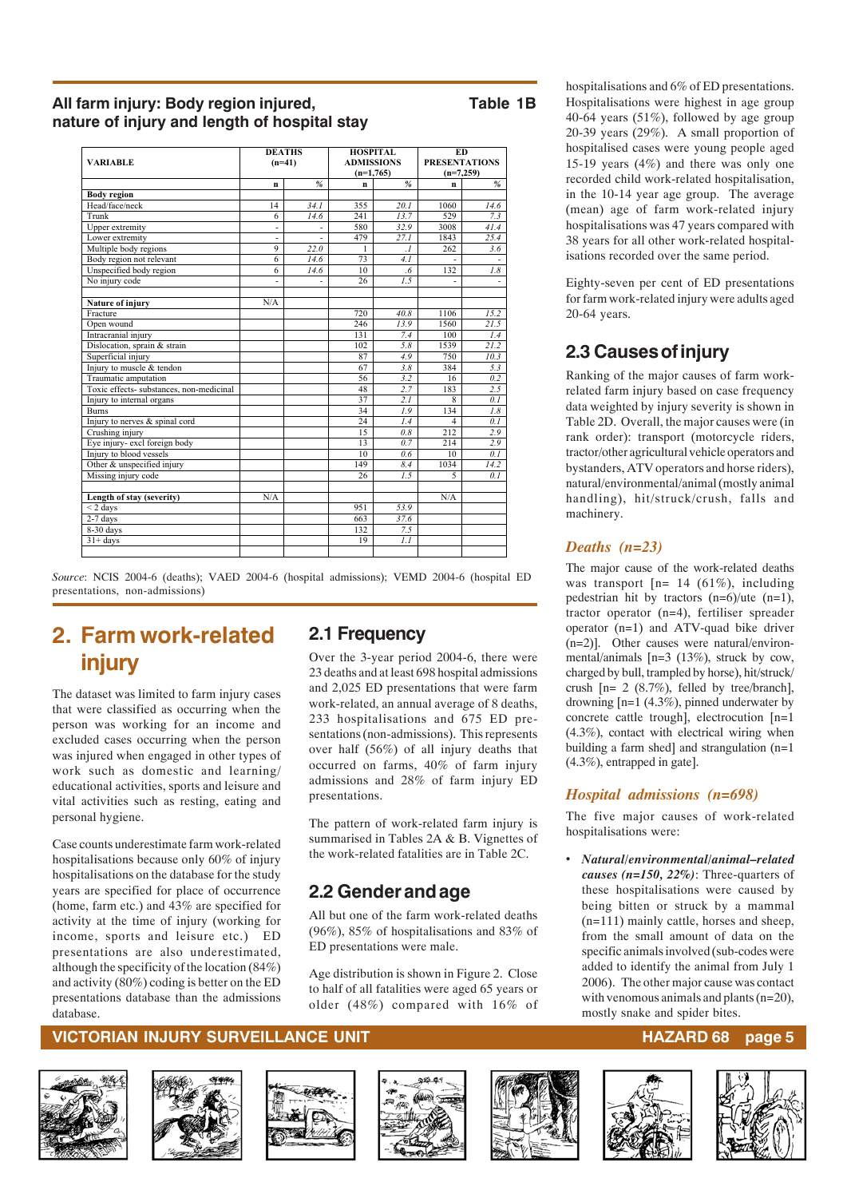## All farm injury: Body region injured, nature of injury and length of hospital stay

**Table 1B**

| VARIABLE | DEATHS (n=41) | | HOSPITAL ADMISSIONS (n=1,765) | | ED PRESENTATIONS (n=7,259) | |
|---|---|---|---|---|---|---|
| | n | % | n | % | n | % |
| **Body region** | | | | | | |
| Head/face/neck | 14 | 34.1 | 355 | 20.1 | 1060 | 14.6 |
| Trunk | 6 | 14.6 | 241 | 13.7 | 529 | 7.3 |
| Upper extremity | - | - | 580 | 32.9 | 3008 | 41.4 |
| Lower extremity | - | - | 479 | 27.1 | 1843 | 25.4 |
| Multiple body regions | 9 | 22.0 | 1 | .1 | 262 | 3.6 |
| Body region not relevant | 6 | 14.6 | 73 | 4.1 | - | - |
| Unspecified body region | 6 | 14.6 | 10 | .6 | 132 | 1.8 |
| No injury code | - | - | 26 | 1.5 | - | - |
| **Nature of injury** | N/A | | | | | |
| Fracture | | | 720 | 40.8 | 1106 | 15.2 |
| Open wound | | | 246 | 13.9 | 1560 | 21.5 |
| Intracranial injury | | | 131 | 7.4 | 100 | 1.4 |
| Dislocation, sprain & strain | | | 102 | 5.8 | 1539 | 21.2 |
| Superficial injury | | | 87 | 4.9 | 750 | 10.3 |
| Injury to muscle & tendon | | | 67 | 3.8 | 384 | 5.3 |
| Traumatic amputation | | | 56 | 3.2 | 16 | 0.2 |
| Toxic effects- substances, non-medicinal | | | 48 | 2.7 | 183 | 2.5 |
| Injury to internal organs | | | 37 | 2.1 | 8 | 0.1 |
| Burns | | | 34 | 1.9 | 134 | 1.8 |
| Injury to nerves & spinal cord | | | 24 | 1.4 | 4 | 0.1 |
| Crushing injury | | | 15 | 0.8 | 212 | 2.9 |
| Eye injury- excl foreign body | | | 13 | 0.7 | 214 | 2.9 |
| Injury to blood vessels | | | 10 | 0.6 | 10 | 0.1 |
| Other & unspecified injury | | | 149 | 8.4 | 1034 | 14.2 |
| Missing injury code | | | 26 | 1.5 | 5 | 0.1 |
| **Length of stay (severity)** | N/A | | | | N/A | |
| < 2 days | | | 951 | 53.9 | | |
| 2-7 days | | | 663 | 37.6 | | |
| 8-30 days | | | 132 | 7.5 | | |
| 31+ days | | | 19 | 1.1 | | |

*Source*: NCIS 2004-6 (deaths); VAED 2004-6 (hospital admissions); VEMD 2004-6 (hospital ED presentations, non-admissions)

# 2. Farm work-related injury

The dataset was limited to farm injury cases that were classified as occurring when the person was working for an income and excluded cases occurring when the person was injured when engaged in other types of work such as domestic and learning/educational activities, sports and leisure and vital activities such as resting, eating and personal hygiene.

Case counts underestimate farm work-related hospitalisations because only 60% of injury hospitalisations on the database for the study years are specified for place of occurrence (home, farm etc.) and 43% are specified for activity at the time of injury (working for income, sports and leisure etc.) ED presentations are also underestimated, although the specificity of the location (84%) and activity (80%) coding is better on the ED presentations database than the admissions database.

## 2.1 Frequency

Over the 3-year period 2004-6, there were 23 deaths and at least 698 hospital admissions and 2,025 ED presentations that were farm work-related, an annual average of 8 deaths, 233 hospitalisations and 675 ED presentations (non-admissions). This represents over half (56%) of all injury deaths that occurred on farms, 40% of farm injury admissions and 28% of farm injury ED presentations.

The pattern of work-related farm injury is summarised in Tables 2A & B. Vignettes of the work-related fatalities are in Table 2C.

## 2.2 Gender and age

All but one of the farm work-related deaths (96%), 85% of hospitalisations and 83% of ED presentations were male.

Age distribution is shown in Figure 2. Close to half of all fatalities were aged 65 years or older (48%) compared with 16% of hospitalisations and 6% of ED presentations. Hospitalisations were highest in age group 40-64 years (51%), followed by age group 20-39 years (29%). A small proportion of hospitalised cases were young people aged 15-19 years (4%) and there was only one recorded child work-related hospitalisation, in the 10-14 year age group. The average (mean) age of farm work-related injury hospitalisations was 47 years compared with 38 years for all other work-related hospitalisations recorded over the same period.

Eighty-seven per cent of ED presentations for farm work-related injury were adults aged 20-64 years.

## 2.3 Causes of injury

Ranking of the major causes of farm work-related farm injury based on case frequency data weighted by injury severity is shown in Table 2D. Overall, the major causes were (in rank order): transport (motorcycle riders, tractor/other agricultural vehicle operators and bystanders, ATV operators and horse riders), natural/environmental/animal (mostly animal handling), hit/struck/crush, falls and machinery.

### *Deaths (n=23)*

The major cause of the work-related deaths was transport [n= 14 (61%), including pedestrian hit by tractors (n=6)/ute (n=1), tractor operator (n=4), fertiliser spreader operator (n=1) and ATV-quad bike driver (n=2)]. Other causes were natural/environmental/animals [n=3 (13%), struck by cow, charged by bull, trampled by horse), hit/struck/crush [n= 2 (8.7%), felled by tree/branch], drowning [n=1 (4.3%), pinned underwater by concrete cattle trough], electrocution [n=1 (4.3%), contact with electrical wiring when building a farm shed] and strangulation (n=1 (4.3%), entrapped in gate].

### *Hospital admissions (n=698)*

The five major causes of work-related hospitalisations were:

- ***Natural/environmental/animal–related causes (n=150, 22%)***: Three-quarters of these hospitalisations were caused by being bitten or struck by a mammal (n=111) mainly cattle, horses and sheep, from the small amount of data on the specific animals involved (sub-codes were added to identify the animal from July 1 2006). The other major cause was contact with venomous animals and plants (n=20), mostly snake and spider bites.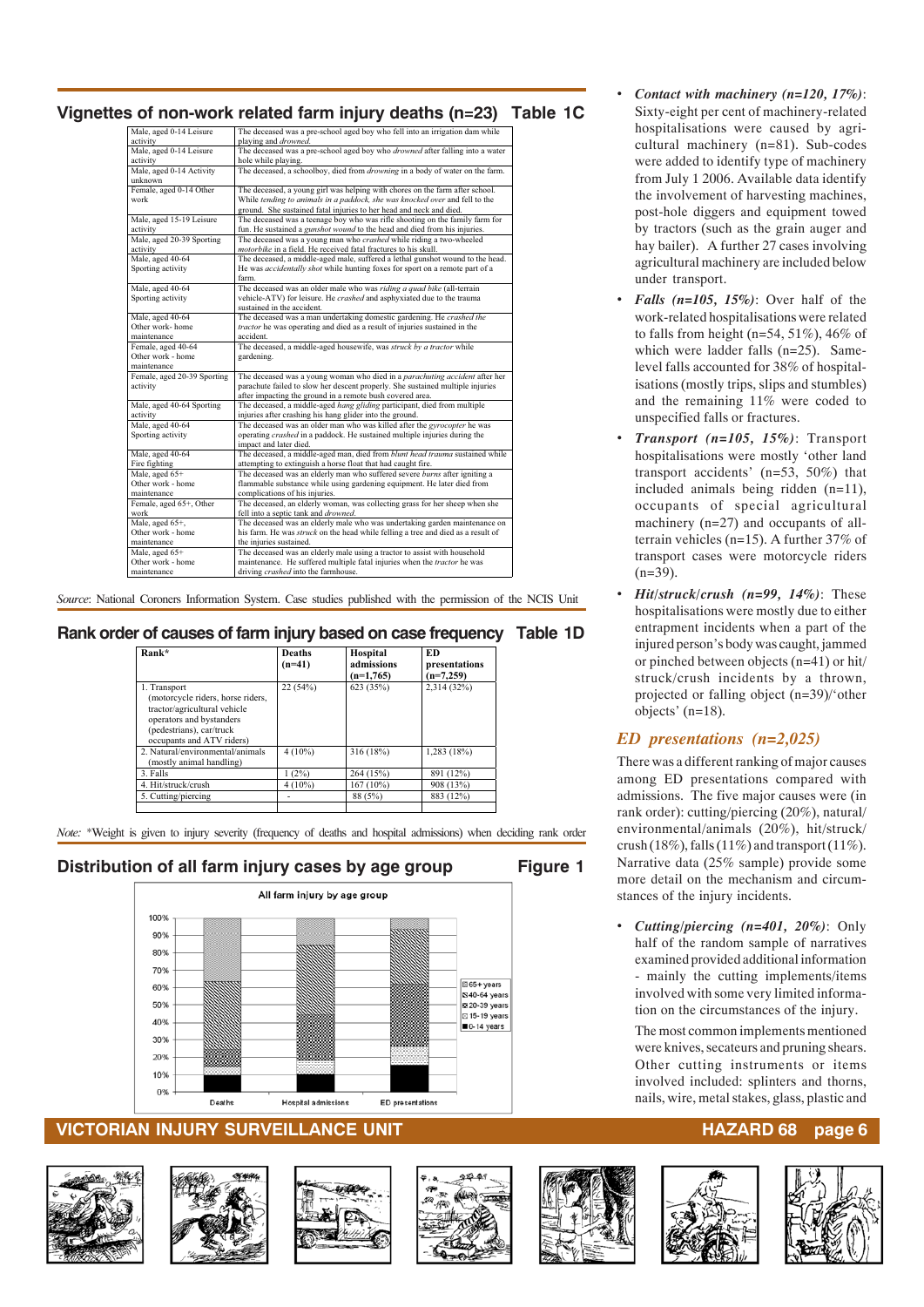## Vignettes of non-work related farm injury deaths (n=23) Table 1C

| | |
|---|---|
| Male, aged 0-14 Leisure activity | The deceased was a pre-school aged boy who fell into an irrigation dam while playing and *drowned*. |
| Male, aged 0-14 Leisure activity | The deceased was a pre-school aged boy who *drowned* after falling into a water hole while playing. |
| Male, aged 0-14 Activity unknown | The deceased, a schoolboy, died from *drowning* in a body of water on the farm. |
| Female, aged 0-14 Other work | The deceased, a young girl was helping with chores on the farm after school. While *tending to animals in a paddock, she was knocked over* and fell to the ground. She sustained fatal injuries to her head and neck and died. |
| Male, aged 15-19 Leisure activity | The deceased was a teenage boy who was rifle shooting on the family farm for fun. He sustained a *gunshot wound* to the head and died from his injuries. |
| Male, aged 20-39 Sporting activity | The deceased was a young man who *crashed* while riding a two-wheeled *motorbike* in a field. He received fatal fractures to his skull. |
| Male, aged 40-64 Sporting activity | The deceased, a middle-aged male, suffered a lethal gunshot wound to the head. He was *accidentally shot* while hunting foxes for sport on a remote part of a farm. |
| Male, aged 40-64 Sporting activity | The deceased was an older male who was *riding a quad bike* (all-terrain vehicle-ATV) for leisure. He *crashed* and asphyxiated due to the trauma sustained in the accident. |
| Male, aged 40-64 Other work- home maintenance | The deceased was a man undertaking domestic gardening. He *crashed the tractor* he was operating and died as a result of injuries sustained in the accident. |
| Female, aged 40-64 Other work - home maintenance | The deceased, a middle-aged housewife, was *struck by a tractor* while gardening. |
| Female, aged 20-39 Sporting activity | The deceased was a young woman who died in a *parachuting accident* after her parachute failed to slow her descent properly. She sustained multiple injuries after impacting the ground in a remote bush covered area. |
| Male, aged 40-64 Sporting activity | The deceased, a middle-aged *hang gliding* participant, died from multiple injuries after crashing his hang glider into the ground. |
| Male, aged 40-64 Sporting activity | The deceased was an older man who was killed after the *gyrocopter* he was operating *crashed* in a paddock. He sustained multiple injuries during the impact and later died. |
| Male, aged 40-64 Fire fighting | The deceased, a middle-aged man, died from *blunt head trauma* sustained while attempting to extinguish a horse float that had caught fire. |
| Male, aged 65+ Other work - home maintenance | The deceased was an elderly man who suffered severe *burns* after igniting a flammable substance while using gardening equipment. He later died from complications of his injuries. |
| Female, aged 65+, Other work | The deceased, an elderly woman, was collecting grass for her sheep when she fell into a septic tank and *drowned*. |
| Male, aged 65+, Other work - home maintenance | The deceased was an elderly male who was undertaking garden maintenance on his farm. He was *struck* on the head while felling a tree and died as a result of the injuries sustained. |
| Male, aged 65+ Other work - home maintenance | The deceased was an elderly male using a tractor to assist with household maintenance. He suffered multiple fatal injuries when the *tractor* he was driving *crashed* into the farmhouse. |

*Source*: National Coroners Information System. Case studies published with the permission of the NCIS Unit

## Rank order of causes of farm injury based on case frequency Table 1D

| Rank* | Deaths (n=41) | Hospital admissions (n=1,765) | ED presentations (n=7,259) |
|---|---|---|---|
| 1. Transport (motorcycle riders, horse riders, tractor/agricultural vehicle operators and bystanders (pedestrians), car/truck occupants and ATV riders) | 22 (54%) | 623 (35%) | 2,314 (32%) |
| 2. Natural/environmental/animals (mostly animal handling) | 4 (10%) | 316 (18%) | 1,283 (18%) |
| 3. Falls | 1 (2%) | 264 (15%) | 891 (12%) |
| 4. Hit/struck/crush | 4 (10%) | 167 (10%) | 908 (13%) |
| 5. Cutting/piercing | - | 88 (5%) | 883 (12%) |

*Note:* *Weight is given to injury severity (frequency of deaths and hospital admissions) when deciding rank order

## Distribution of all farm injury cases by age group Figure 1

- ***Contact with machinery (n=120, 17%)***: Sixty-eight per cent of machinery-related hospitalisations were caused by agricultural machinery (n=81). Sub-codes were added to identify type of machinery from July 1 2006. Available data identify the involvement of harvesting machines, post-hole diggers and equipment towed by tractors (such as the grain auger and hay bailer). A further 27 cases involving agricultural machinery are included below under transport.
- ***Falls (n=105, 15%)***: Over half of the work-related hospitalisations were related to falls from height (n=54, 51%), 46% of which were ladder falls (n=25). Same-level falls accounted for 38% of hospitalisations (mostly trips, slips and stumbles) and the remaining 11% were coded to unspecified falls or fractures.
- ***Transport (n=105, 15%)***: Transport hospitalisations were mostly 'other land transport accidents' (n=53, 50%) that included animals being ridden (n=11), occupants of special agricultural machinery (n=27) and occupants of all-terrain vehicles (n=15). A further 37% of transport cases were motorcycle riders (n=39).
- ***Hit/struck/crush (n=99, 14%)***: These hospitalisations were mostly due to either entrapment incidents when a part of the injured person's body was caught, jammed or pinched between objects (n=41) or hit/struck/crush incidents by a thrown, projected or falling object (n=39)/'other objects' (n=18).

### *ED presentations (n=2,025)*

There was a different ranking of major causes among ED presentations compared with admissions. The five major causes were (in rank order): cutting/piercing (20%), natural/environmental/animals (20%), hit/struck/crush (18%), falls (11%) and transport (11%). Narrative data (25% sample) provide some more detail on the mechanism and circumstances of the injury incidents.

- ***Cutting/piercing (n=401, 20%)***: Only half of the random sample of narratives examined provided additional information - mainly the cutting implements/items involved with some very limited information on the circumstances of the injury.

  The most common implements mentioned were knives, secateurs and pruning shears. Other cutting instruments or items involved included: splinters and thorns, nails, wire, metal stakes, glass, plastic and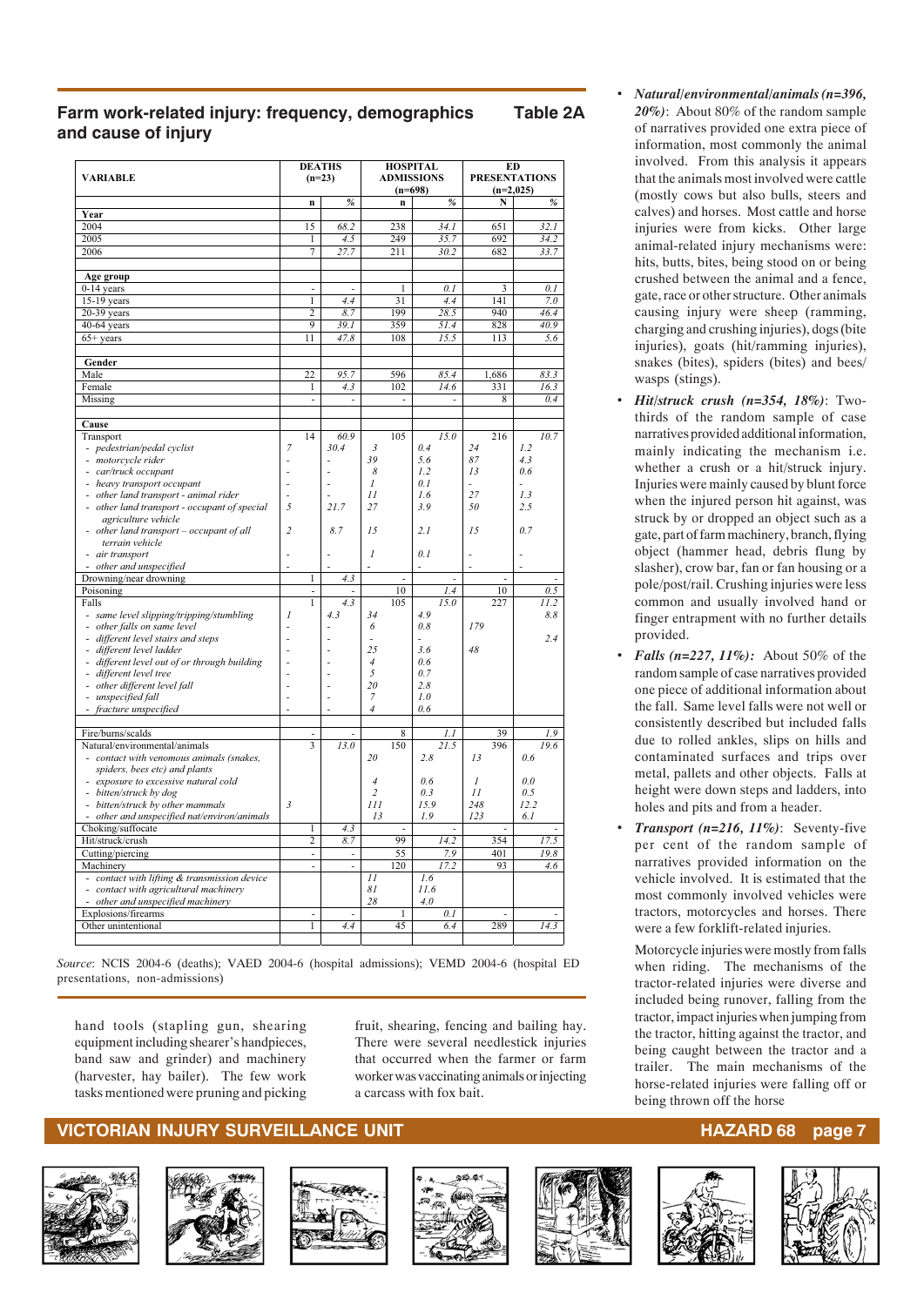## Farm work-related injury: frequency, demographics and cause of injury — Table 2A

| VARIABLE | DEATHS (n=23) | | HOSPITAL ADMISSIONS (n=698) | | ED PRESENTATIONS (n=2,025) | |
|---|---|---|---|---|---|---|
| | n | % | n | % | N | % |
| **Year** | | | | | | |
| 2004 | 15 | 68.2 | 238 | 34.1 | 651 | 32.1 |
| 2005 | 1 | 4.5 | 249 | 35.7 | 692 | 34.2 |
| 2006 | 7 | 27.7 | 211 | 30.2 | 682 | 33.7 |
| **Age group** | | | | | | |
| 0-14 years | - | - | 1 | 0.1 | 3 | 0.1 |
| 15-19 years | 1 | 4.4 | 31 | 4.4 | 141 | 7.0 |
| 20-39 years | 2 | 8.7 | 199 | 28.5 | 940 | 46.4 |
| 40-64 years | 9 | 39.1 | 359 | 51.4 | 828 | 40.9 |
| 65+ years | 11 | 47.8 | 108 | 15.5 | 113 | 5.6 |
| **Gender** | | | | | | |
| Male | 22 | 95.7 | 596 | 85.4 | 1,686 | 83.3 |
| Female | 1 | 4.3 | 102 | 14.6 | 331 | 16.3 |
| Missing | - | - | - | - | 8 | 0.4 |
| **Cause** | | | | | | |
| Transport | 14 | 60.9 | 105 | 15.0 | 216 | 10.7 |
| - *pedestrian/pedal cyclist* | *7* | *30.4* | *3* | *0.4* | *24* | *1.2* |
| - *motorcycle rider* | - | - | *39* | *5.6* | *87* | *4.3* |
| - *car/truck occupant* | - | - | *8* | *1.2* | *13* | *0.6* |
| - *heavy transport occupant* | - | - | *1* | *0.1* | - | - |
| - *other land transport - animal rider* | - | - | *11* | *1.6* | *27* | *1.3* |
| - *other land transport - occupant of special agriculture vehicle* | *5* | *21.7* | *27* | *3.9* | *50* | *2.5* |
| - *other land transport – occupant of all terrain vehicle* | *2* | *8.7* | *15* | *2.1* | *15* | *0.7* |
| - *air transport* | - | - | *1* | *0.1* | - | - |
| - *other and unspecified* | - | - | - | - | - | - |
| Drowning/near drowning | 1 | 4.3 | - | - | - | - |
| Poisoning | - | - | 10 | 1.4 | 10 | 0.5 |
| Falls | 1 | 4.3 | 105 | 15.0 | 227 | 11.2 |
| - *same level slipping/tripping/stumbling* | *1* | *4.3* | *34* | *4.9* | | *8.8* |
| - *other falls on same level* | - | - | *6* | *0.8* | *179* | |
| - *different level stairs and steps* | - | - | - | - | | *2.4* |
| - *different level ladder* | - | - | *25* | *3.6* | *48* | |
| - *different level out of or through building* | - | - | *4* | *0.6* | | |
| - *different level tree* | - | - | *5* | *0.7* | | |
| - *other different level fall* | - | - | *20* | *2.8* | | |
| - *unspecified fall* | - | - | *7* | *1.0* | | |
| - *fracture unspecified* | - | - | *4* | *0.6* | | |
| Fire/burns/scalds | - | - | 8 | 1.1 | 39 | 1.9 |
| Natural/environmental/animals | 3 | 13.0 | 150 | 21.5 | 396 | 19.6 |
| - *contact with venomous animals (snakes, spiders, bees etc) and plants* | | | *20* | *2.8* | *13* | *0.6* |
| - *exposure to excessive natural cold* | | | *4* | *0.6* | *1* | *0.0* |
| - *bitten/struck by dog* | | | *2* | *0.3* | *11* | *0.5* |
| - *bitten/struck by other mammals* | *3* | | *111* | *15.9* | *248* | *12.2* |
| - *other and unspecified nat/environ/animals* | | | *13* | *1.9* | *123* | *6.1* |
| Choking/suffocate | 1 | 4.3 | - | - | - | - |
| Hit/struck/crush | 2 | 8.7 | 99 | 14.2 | 354 | 17.5 |
| Cutting/piercing | - | - | 55 | 7.9 | 401 | 19.8 |
| Machinery | - | - | 120 | 17.2 | 93 | 4.6 |
| - *contact with lifting & transmission device* | | | *11* | *1.6* | | |
| - *contact with agricultural machinery* | | | *81* | *11.6* | | |
| - *other and unspecified machinery* | | | *28* | *4.0* | | |
| Explosions/firearms | - | - | 1 | 0.1 | - | - |
| Other unintentional | 1 | 4.4 | 45 | 6.4 | 289 | 14.3 |

*Source*: NCIS 2004-6 (deaths); VAED 2004-6 (hospital admissions); VEMD 2004-6 (hospital ED presentations, non-admissions)

hand tools (stapling gun, shearing equipment including shearer's handpieces, band saw and grinder) and machinery (harvester, hay bailer). The few work tasks mentioned were pruning and picking fruit, shearing, fencing and bailing hay. There were several needlestick injuries that occurred when the farmer or farm worker was vaccinating animals or injecting a carcass with fox bait.

- ***Natural/environmental/animals (n=396, 20%)***: About 80% of the random sample of narratives provided one extra piece of information, most commonly the animal involved. From this analysis it appears that the animals most involved were cattle (mostly cows but also bulls, steers and calves) and horses. Most cattle and horse injuries were from kicks. Other large animal-related injury mechanisms were: hits, butts, bites, being stood on or being crushed between the animal and a fence, gate, race or other structure. Other animals causing injury were sheep (ramming, charging and crushing injuries), dogs (bite injuries), goats (hit/ramming injuries), snakes (bites), spiders (bites) and bees/wasps (stings).
- ***Hit/struck crush (n=354, 18%)***: Two-thirds of the random sample of case narratives provided additional information, mainly indicating the mechanism i.e. whether a crush or a hit/struck injury. Injuries were mainly caused by blunt force when the injured person hit against, was struck by or dropped an object such as a gate, part of farm machinery, branch, flying object (hammer head, debris flung by slasher), crow bar, fan or fan housing or a pole/post/rail. Crushing injuries were less common and usually involved hand or finger entrapment with no further details provided.
- ***Falls (n=227, 11%):*** About 50% of the random sample of case narratives provided one piece of additional information about the fall. Same level falls were not well or consistently described but included falls due to rolled ankles, slips on hills and contaminated surfaces and trips over metal, pallets and other objects. Falls at height were down steps and ladders, into holes and pits and from a header.
- ***Transport (n=216, 11%)***: Seventy-five per cent of the random sample of narratives provided information on the vehicle involved. It is estimated that the most commonly involved vehicles were tractors, motorcycles and horses. There were a few forklift-related injuries.

  Motorcycle injuries were mostly from falls when riding. The mechanisms of the tractor-related injuries were diverse and included being runover, falling from the tractor, impact injuries when jumping from the tractor, hitting against the tractor, and being caught between the tractor and a trailer. The main mechanisms of the horse-related injuries were falling off or being thrown off the horse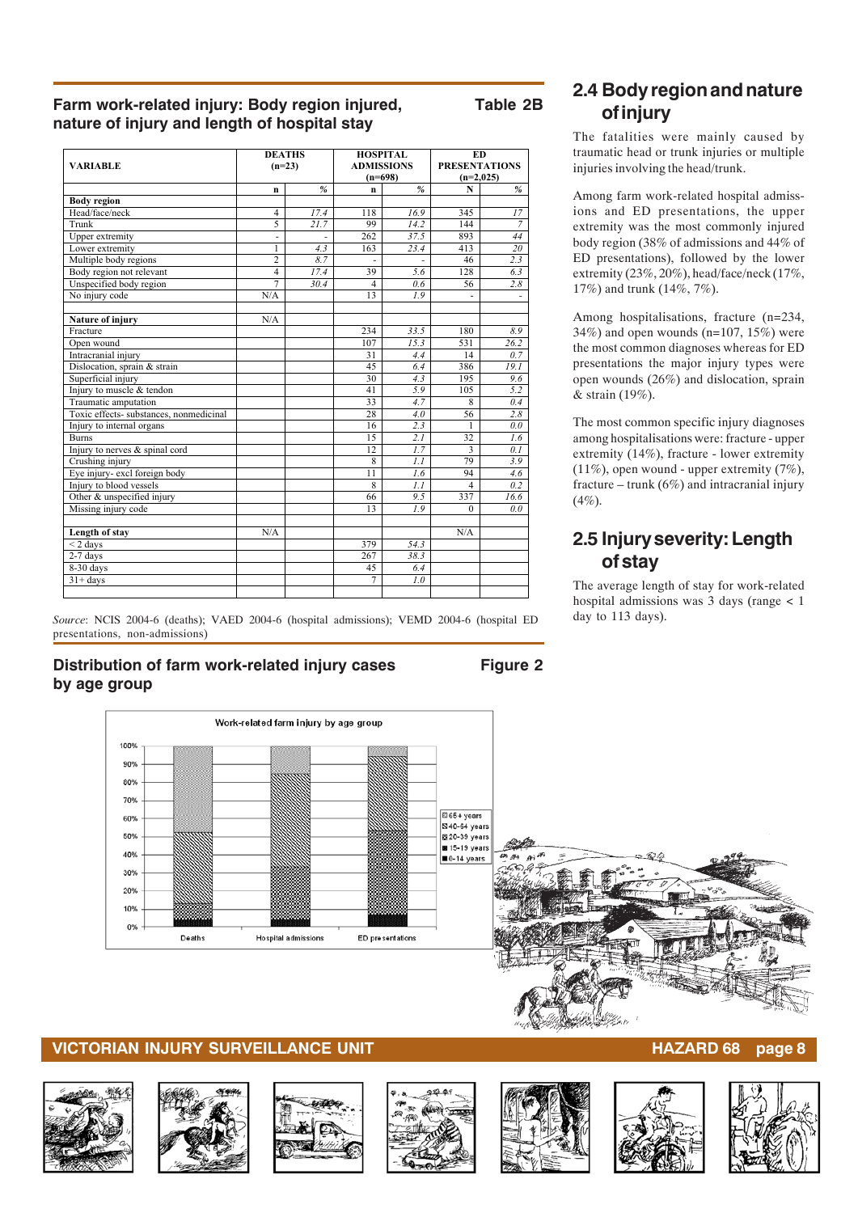## Farm work-related injury: Body region injured, nature of injury and length of hospital stay

**Table 2B**

| VARIABLE | DEATHS (n=23) | | HOSPITAL ADMISSIONS (n=698) | | ED PRESENTATIONS (n=2,025) | |
|---|---|---|---|---|---|---|
| | n | % | n | % | N | % |
| **Body region** | | | | | | |
| Head/face/neck | 4 | *17.4* | 118 | *16.9* | 345 | *17* |
| Trunk | 5 | *21.7* | 99 | *14.2* | 144 | *7* |
| Upper extremity | - | - | 262 | *37.5* | 893 | *44* |
| Lower extremity | 1 | *4.3* | 163 | *23.4* | 413 | *20* |
| Multiple body regions | 2 | *8.7* | - | - | 46 | *2.3* |
| Body region not relevant | 4 | *17.4* | 39 | *5.6* | 128 | *6.3* |
| Unspecified body region | 7 | *30.4* | 4 | *0.6* | 56 | *2.8* |
| No injury code | N/A | | 13 | *1.9* | - | - |
| | | | | | | |
| **Nature of injury** | N/A | | | | | |
| Fracture | | | 234 | *33.5* | 180 | *8.9* |
| Open wound | | | 107 | *15.3* | 531 | *26.2* |
| Intracranial injury | | | 31 | *4.4* | 14 | *0.7* |
| Dislocation, sprain & strain | | | 45 | *6.4* | 386 | *19.1* |
| Superficial injury | | | 30 | *4.3* | 195 | *9.6* |
| Injury to muscle & tendon | | | 41 | *5.9* | 105 | *5.2* |
| Traumatic amputation | | | 33 | *4.7* | 8 | *0.4* |
| Toxic effects- substances, nonmedicinal | | | 28 | *4.0* | 56 | *2.8* |
| Injury to internal organs | | | 16 | *2.3* | 1 | *0.0* |
| Burns | | | 15 | *2.1* | 32 | *1.6* |
| Injury to nerves & spinal cord | | | 12 | *1.7* | 3 | *0.1* |
| Crushing injury | | | 8 | *1.1* | 79 | *3.9* |
| Eye injury- excl foreign body | | | 11 | *1.6* | 94 | *4.6* |
| Injury to blood vessels | | | 8 | *1.1* | 4 | *0.2* |
| Other & unspecified injury | | | 66 | *9.5* | 337 | *16.6* |
| Missing injury code | | | 13 | *1.9* | 0 | *0.0* |
| | | | | | | |
| **Length of stay** | N/A | | | | N/A | |
| < 2 days | | | 379 | *54.3* | | |
| 2-7 days | | | 267 | *38.3* | | |
| 8-30 days | | | 45 | *6.4* | | |
| 31+ days | | | 7 | *1.0* | | |

*Source*: NCIS 2004-6 (deaths); VAED 2004-6 (hospital admissions); VEMD 2004-6 (hospital ED presentations, non-admissions)

## Distribution of farm work-related injury cases by age group

**Figure 2**

## 2.4 Body region and nature of injury

The fatalities were mainly caused by traumatic head or trunk injuries or multiple injuries involving the head/trunk.

Among farm work-related hospital admissions and ED presentations, the upper extremity was the most commonly injured body region (38% of admissions and 44% of ED presentations), followed by the lower extremity (23%, 20%), head/face/neck (17%, 17%) and trunk (14%, 7%).

Among hospitalisations, fracture (n=234, 34%) and open wounds (n=107, 15%) were the most common diagnoses whereas for ED presentations the major injury types were open wounds (26%) and dislocation, sprain & strain (19%).

The most common specific injury diagnoses among hospitalisations were: fracture - upper extremity (14%), fracture - lower extremity (11%), open wound - upper extremity (7%), fracture – trunk (6%) and intracranial injury (4%).

## 2.5 Injury severity: Length of stay

The average length of stay for work-related hospital admissions was 3 days (range < 1 day to 113 days).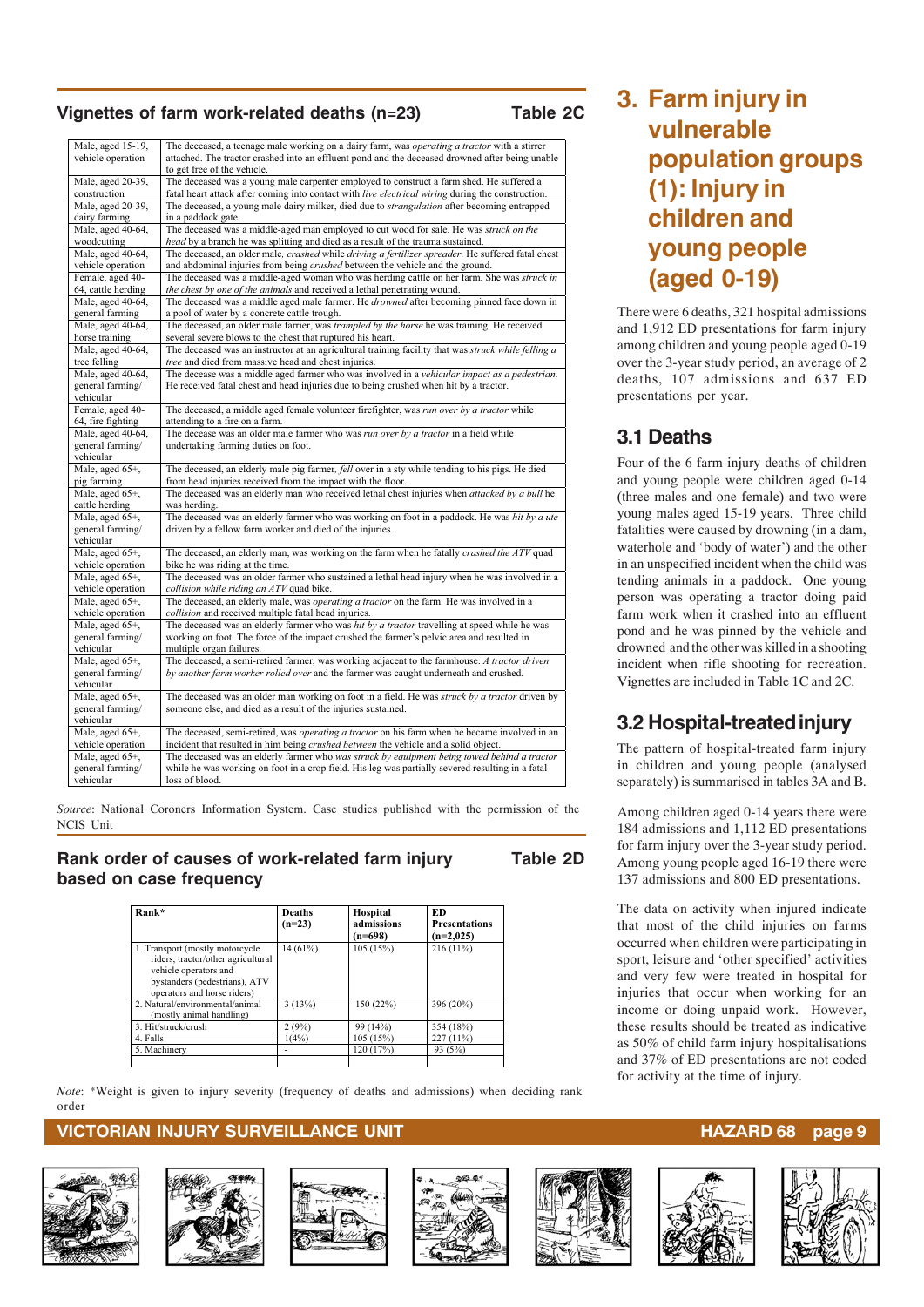## Vignettes of farm work-related deaths (n=23) — Table 2C

| | |
|---|---|
| Male, aged 15-19, vehicle operation | The deceased, a teenage male working on a dairy farm, was *operating a tractor* with a stirrer attached. The tractor crashed into an effluent pond and the deceased drowned after being unable to get free of the vehicle. |
| Male, aged 20-39, construction | The deceased was a young male carpenter employed to construct a farm shed. He suffered a fatal heart attack after coming into contact with *live electrical wiring* during the construction. |
| Male, aged 20-39, dairy farming | The deceased, a young male dairy milker, died due to *strangulation* after becoming entrapped in a paddock gate. |
| Male, aged 40-64, woodcutting | The deceased was a middle-aged man employed to cut wood for sale. He was *struck on the head* by a branch he was splitting and died as a result of the trauma sustained. |
| Male, aged 40-64, vehicle operation | The deceased, an older male, *crashed* while *driving a fertilizer spreader*. He suffered fatal chest and abdominal injuries from being *crushed* between the vehicle and the ground. |
| Female, aged 40-64, cattle herding | The deceased was a middle-aged woman who was herding cattle on her farm. She was *struck in the chest by one of the animals* and received a lethal penetrating wound. |
| Male, aged 40-64, general farming | The deceased was a middle aged male farmer. He *drowned* after becoming pinned face down in a pool of water by a concrete cattle trough. |
| Male, aged 40-64, horse training | The deceased, an older male farrier, was *trampled by the horse* he was training. He received several severe blows to the chest that ruptured his heart. |
| Male, aged 40-64, tree felling | The deceased was an instructor at an agricultural training facility that was *struck while felling a tree* and died from massive head and chest injuries. |
| Male, aged 40-64, general farming/ vehicular | The decease was a middle aged farmer who was involved in a *vehicular impact as a pedestrian*. He received fatal chest and head injuries due to being crushed when hit by a tractor. |
| Female, aged 40-64, fire fighting | The deceased, a middle aged female volunteer firefighter, was *run over by a tractor* while attending to a fire on a farm. |
| Male, aged 40-64, general farming/ vehicular | The decease was an older male farmer who was *run over by a tractor* in a field while undertaking farming duties on foot. |
| Male, aged 65+, pig farming | The deceased, an elderly male pig farmer, *fell* over in a sty while tending to his pigs. He died from head injuries received from the impact with the floor. |
| Male, aged 65+, cattle herding | The deceased was an elderly man who received lethal chest injuries when *attacked by a bull* he was herding. |
| Male, aged 65+, general farming/ vehicular | The deceased was an elderly farmer who was working on foot in a paddock. He was *hit by a ute* driven by a fellow farm worker and died of the injuries. |
| Male, aged 65+, vehicle operation | The deceased, an elderly man, was working on the farm when he fatally *crashed the ATV* quad bike he was riding at the time. |
| Male, aged 65+, vehicle operation | The deceased was an older farmer who sustained a lethal head injury when he was involved in a *collision while riding an ATV* quad bike. |
| Male, aged 65+, vehicle operation | The deceased, an elderly male, was *operating a tractor* on the farm. He was involved in a *collision* and received multiple fatal head injuries. |
| Male, aged 65+, general farming/ vehicular | The deceased was an elderly farmer who was *hit by a tractor* travelling at speed while he was working on foot. The force of the impact crushed the farmer's pelvic area and resulted in multiple organ failures. |
| Male, aged 65+, general farming/ vehicular | The deceased, a semi-retired farmer, was working adjacent to the farmhouse. *A tractor driven by another farm worker rolled over* and the farmer was caught underneath and crushed. |
| Male, aged 65+, general farming/ vehicular | The deceased was an older man working on foot in a field. He was *struck by a tractor* driven by someone else, and died as a result of the injuries sustained. |
| Male, aged 65+, vehicle operation | The deceased, semi-retired, was *operating a tractor* on his farm when he became involved in an incident that resulted in him being *crushed between* the vehicle and a solid object. |
| Male, aged 65+, general farming/ vehicular | The deceased was an elderly farmer who *was struck by equipment being towed behind a tractor* while he was working on foot in a crop field. His leg was partially severed resulting in a fatal loss of blood. |

*Source*: National Coroners Information System. Case studies published with the permission of the NCIS Unit

## Rank order of causes of work-related farm injury based on case frequency — Table 2D

| Rank* | Deaths (n=23) | Hospital admissions (n=698) | ED Presentations (n=2,025) |
|---|---|---|---|
| 1. Transport (mostly motorcycle riders, tractor/other agricultural vehicle operators and bystanders (pedestrians), ATV operators and horse riders) | 14 (61%) | 105 (15%) | 216 (11%) |
| 2. Natural/environmental/animal (mostly animal handling) | 3 (13%) | 150 (22%) | 396 (20%) |
| 3. Hit/struck/crush | 2 (9%) | 99 (14%) | 354 (18%) |
| 4. Falls | 1(4%) | 105 (15%) | 227 (11%) |
| 5. Machinery | - | 120 (17%) | 93 (5%) |

*Note*: *Weight is given to injury severity (frequency of deaths and admissions) when deciding rank order

# 3. Farm injury in vulnerable population groups (1): Injury in children and young people (aged 0-19)

There were 6 deaths, 321 hospital admissions and 1,912 ED presentations for farm injury among children and young people aged 0-19 over the 3-year study period, an average of 2 deaths, 107 admissions and 637 ED presentations per year.

## 3.1 Deaths

Four of the 6 farm injury deaths of children and young people were children aged 0-14 (three males and one female) and two were young males aged 15-19 years. Three child fatalities were caused by drowning (in a dam, waterhole and 'body of water') and the other in an unspecified incident when the child was tending animals in a paddock. One young person was operating a tractor doing paid farm work when it crashed into an effluent pond and he was pinned by the vehicle and drowned and the other was killed in a shooting incident when rifle shooting for recreation. Vignettes are included in Table 1C and 2C.

## 3.2 Hospital-treated injury

The pattern of hospital-treated farm injury in children and young people (analysed separately) is summarised in tables 3A and B.

Among children aged 0-14 years there were 184 admissions and 1,112 ED presentations for farm injury over the 3-year study period. Among young people aged 16-19 there were 137 admissions and 800 ED presentations.

The data on activity when injured indicate that most of the child injuries on farms occurred when children were participating in sport, leisure and 'other specified' activities and very few were treated in hospital for injuries that occur when working for an income or doing unpaid work. However, these results should be treated as indicative as 50% of child farm injury hospitalisations and 37% of ED presentations are not coded for activity at the time of injury.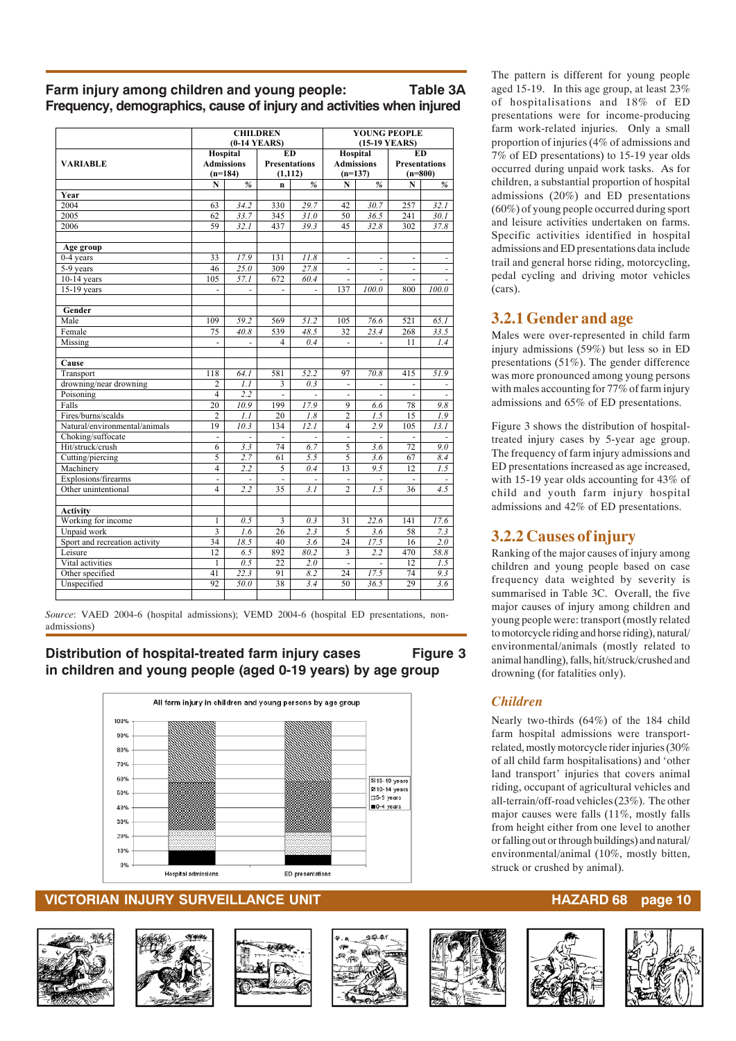## Farm injury among children and young people: Frequency, demographics, cause of injury and activities when injured

**Table 3A**

| VARIABLE | CHILDREN (0-14 YEARS) | | | | YOUNG PEOPLE (15-19 YEARS) | | | |
|---|---|---|---|---|---|---|---|---|
| | Hospital Admissions (n=184) | | ED Presentations (1,112) | | Hospital Admissions (n=137) | | ED Presentations (n=800) | |
| | N | % | n | % | N | % | N | % |
| **Year** | | | | | | | | |
| 2004 | 63 | 34.2 | 330 | 29.7 | 42 | 30.7 | 257 | 32.1 |
| 2005 | 62 | 33.7 | 345 | 31.0 | 50 | 36.5 | 241 | 30.1 |
| 2006 | 59 | 32.1 | 437 | 39.3 | 45 | 32.8 | 302 | 37.8 |
| **Age group** | | | | | | | | |
| 0-4 years | 33 | 17.9 | 131 | 11.8 | - | - | - | - |
| 5-9 years | 46 | 25.0 | 309 | 27.8 | - | - | - | - |
| 10-14 years | 105 | 57.1 | 672 | 60.4 | - | - | - | - |
| 15-19 years | - | - | - | - | 137 | 100.0 | 800 | 100.0 |
| **Gender** | | | | | | | | |
| Male | 109 | 59.2 | 569 | 51.2 | 105 | 76.6 | 521 | 65.1 |
| Female | 75 | 40.8 | 539 | 48.5 | 32 | 23.4 | 268 | 33.5 |
| Missing | - | - | 4 | 0.4 | - | - | 11 | 1.4 |
| **Cause** | | | | | | | | |
| Transport | 118 | 64.1 | 581 | 52.2 | 97 | 70.8 | 415 | 51.9 |
| drowning/near drowning | 2 | 1.1 | 3 | 0.3 | - | - | - | - |
| Poisoning | 4 | 2.2 | - | - | - | - | - | - |
| Falls | 20 | 10.9 | 199 | 17.9 | 9 | 6.6 | 78 | 9.8 |
| Fires/burns/scalds | 2 | 1.1 | 20 | 1.8 | 2 | 1.5 | 15 | 1.9 |
| Natural/environmental/animals | 19 | 10.3 | 134 | 12.1 | 4 | 2.9 | 105 | 13.1 |
| Choking/suffocate | - | - | - | - | - | - | - | - |
| Hit/struck/crush | 6 | 3.3 | 74 | 6.7 | 5 | 3.6 | 72 | 9.0 |
| Cutting/piercing | 5 | 2.7 | 61 | 5.5 | 5 | 3.6 | 67 | 8.4 |
| Machinery | 4 | 2.2 | 5 | 0.4 | 13 | 9.5 | 12 | 1.5 |
| Explosions/firearms | - | - | - | - | - | - | - | - |
| Other unintentional | 4 | 2.2 | 35 | 3.1 | 2 | 1.5 | 36 | 4.5 |
| **Activity** | | | | | | | | |
| Working for income | 1 | 0.5 | 3 | 0.3 | 31 | 22.6 | 141 | 17.6 |
| Unpaid work | 3 | 1.6 | 26 | 2.3 | 5 | 3.6 | 58 | 7.3 |
| Sport and recreation activity | 34 | 18.5 | 40 | 3.6 | 24 | 17.5 | 16 | 2.0 |
| Leisure | 12 | 6.5 | 892 | 80.2 | 3 | 2.2 | 470 | 58.8 |
| Vital activities | 1 | 0.5 | 22 | 2.0 | - | - | 12 | 1.5 |
| Other specified | 41 | 22.3 | 91 | 8.2 | 24 | 17.5 | 74 | 9.3 |
| Unspecified | 92 | 50.0 | 38 | 3.4 | 50 | 36.5 | 29 | 3.6 |

*Source*: VAED 2004-6 (hospital admissions); VEMD 2004-6 (hospital ED presentations, non-admissions)

## Distribution of hospital-treated farm injury cases in children and young people (aged 0-19 years) by age group

**Figure 3**

The pattern is different for young people aged 15-19. In this age group, at least 23% of hospitalisations and 18% of ED presentations were for income-producing farm work-related injuries. Only a small proportion of injuries (4% of admissions and 7% of ED presentations) to 15-19 year olds occurred during unpaid work tasks. As for children, a substantial proportion of hospital admissions (20%) and ED presentations (60%) of young people occurred during sport and leisure activities undertaken on farms. Specific activities identified in hospital admissions and ED presentations data include trail and general horse riding, motorcycling, pedal cycling and driving motor vehicles (cars).

### 3.2.1 Gender and age

Males were over-represented in child farm injury admissions (59%) but less so in ED presentations (51%). The gender difference was more pronounced among young persons with males accounting for 77% of farm injury admissions and 65% of ED presentations.

Figure 3 shows the distribution of hospital-treated injury cases by 5-year age group. The frequency of farm injury admissions and ED presentations increased as age increased, with 15-19 year olds accounting for 43% of child and youth farm injury hospital admissions and 42% of ED presentations.

### 3.2.2 Causes of injury

Ranking of the major causes of injury among children and young people based on case frequency data weighted by severity is summarised in Table 3C. Overall, the five major causes of injury among children and young people were: transport (mostly related to motorcycle riding and horse riding), natural/environmental/animals (mostly related to animal handling), falls, hit/struck/crushed and drowning (for fatalities only).

#### *Children*

Nearly two-thirds (64%) of the 184 child farm hospital admissions were transport-related, mostly motorcycle rider injuries (30% of all child farm hospitalisations) and 'other land transport' injuries that covers animal riding, occupant of agricultural vehicles and all-terrain/off-road vehicles (23%). The other major causes were falls (11%, mostly falls from height either from one level to another or falling out or through buildings) and natural/environmental/animal (10%, mostly bitten, struck or crushed by animal).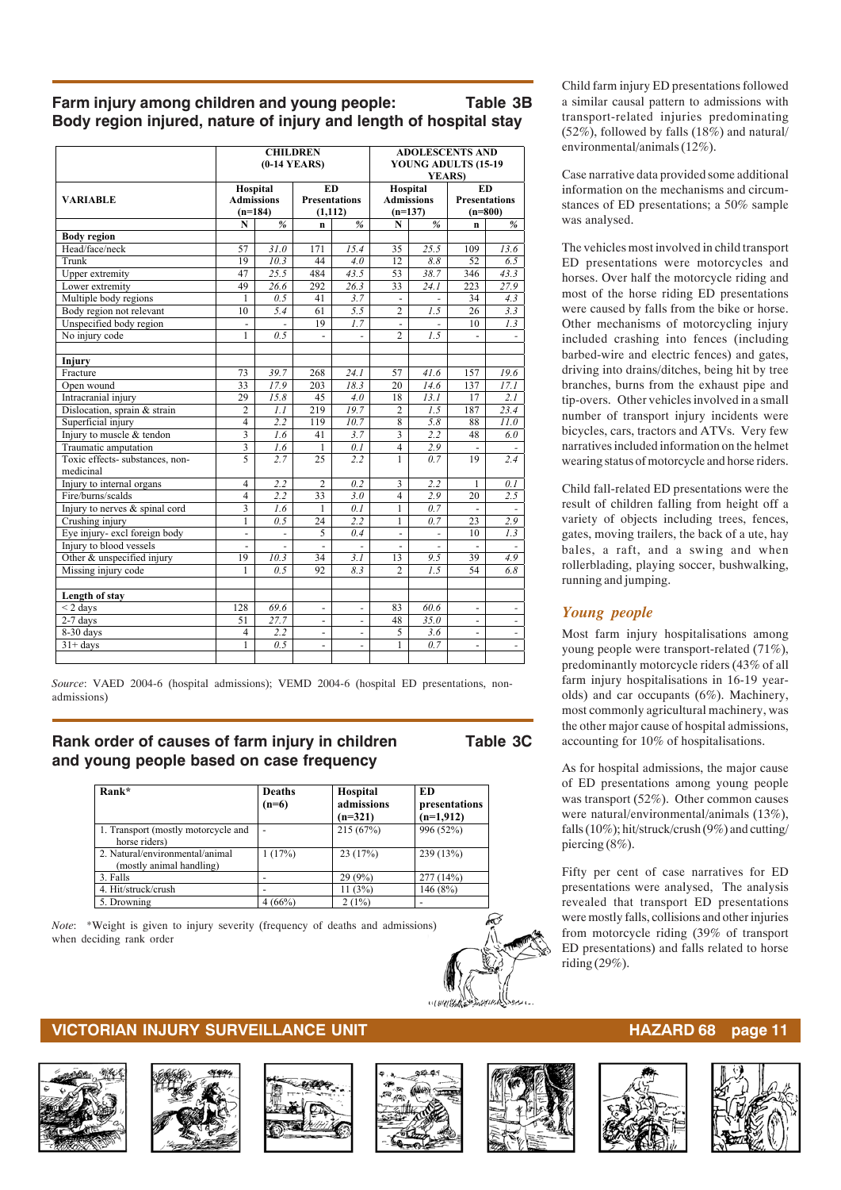## Farm injury among children and young people: Body region injured, nature of injury and length of hospital stay — Table 3B

| VARIABLE | CHILDREN (0-14 YEARS) | | | | ADOLESCENTS AND YOUNG ADULTS (15-19 YEARS) | | | |
|---|---|---|---|---|---|---|---|---|
| | Hospital Admissions (n=184) | | ED Presentations (1,112) | | Hospital Admissions (n=137) | | ED Presentations (n=800) | |
| | N | % | n | % | N | % | n | % |
| **Body region** | | | | | | | | |
| Head/face/neck | 57 | 31.0 | 171 | 15.4 | 35 | 25.5 | 109 | 13.6 |
| Trunk | 19 | 10.3 | 44 | 4.0 | 12 | 8.8 | 52 | 6.5 |
| Upper extremity | 47 | 25.5 | 484 | 43.5 | 53 | 38.7 | 346 | 43.3 |
| Lower extremity | 49 | 26.6 | 292 | 26.3 | 33 | 24.1 | 223 | 27.9 |
| Multiple body regions | 1 | 0.5 | 41 | 3.7 | - | - | 34 | 4.3 |
| Body region not relevant | 10 | 5.4 | 61 | 5.5 | 2 | 1.5 | 26 | 3.3 |
| Unspecified body region | - | - | 19 | 1.7 | - | - | 10 | 1.3 |
| No injury code | 1 | 0.5 | - | - | 2 | 1.5 | - | - |
| **Injury** | | | | | | | | |
| Fracture | 73 | 39.7 | 268 | 24.1 | 57 | 41.6 | 157 | 19.6 |
| Open wound | 33 | 17.9 | 203 | 18.3 | 20 | 14.6 | 137 | 17.1 |
| Intracranial injury | 29 | 15.8 | 45 | 4.0 | 18 | 13.1 | 17 | 2.1 |
| Dislocation, sprain & strain | 2 | 1.1 | 219 | 19.7 | 2 | 1.5 | 187 | 23.4 |
| Superficial injury | 4 | 2.2 | 119 | 10.7 | 8 | 5.8 | 88 | 11.0 |
| Injury to muscle & tendon | 3 | 1.6 | 41 | 3.7 | 3 | 2.2 | 48 | 6.0 |
| Traumatic amputation | 3 | 1.6 | 1 | 0.1 | 4 | 2.9 | - | - |
| Toxic effects- substances, non-medicinal | 5 | 2.7 | 25 | 2.2 | 1 | 0.7 | 19 | 2.4 |
| Injury to internal organs | 4 | 2.2 | 2 | 0.2 | 3 | 2.2 | 1 | 0.1 |
| Fire/burns/scalds | 4 | 2.2 | 33 | 3.0 | 4 | 2.9 | 20 | 2.5 |
| Injury to nerves & spinal cord | 3 | 1.6 | 1 | 0.1 | 1 | 0.7 | - | - |
| Crushing injury | 1 | 0.5 | 24 | 2.2 | 1 | 0.7 | 23 | 2.9 |
| Eye injury- excl foreign body | - | - | 5 | 0.4 | - | - | 10 | 1.3 |
| Injury to blood vessels | - | - | - | - | - | - | - | - |
| Other & unspecified injury | 19 | 10.3 | 34 | 3.1 | 13 | 9.5 | 39 | 4.9 |
| Missing injury code | 1 | 0.5 | 92 | 8.3 | 2 | 1.5 | 54 | 6.8 |
| **Length of stay** | | | | | | | | |
| < 2 days | 128 | 69.6 | - | - | 83 | 60.6 | - | - |
| 2-7 days | 51 | 27.7 | - | - | 48 | 35.0 | - | - |
| 8-30 days | 4 | 2.2 | - | - | 5 | 3.6 | - | - |
| 31+ days | 1 | 0.5 | - | - | 1 | 0.7 | - | - |

*Source*: VAED 2004-6 (hospital admissions); VEMD 2004-6 (hospital ED presentations, non-admissions)

## Rank order of causes of farm injury in children and young people based on case frequency — Table 3C

| Rank* | Deaths (n=6) | Hospital admissions (n=321) | ED presentations (n=1,912) |
|---|---|---|---|
| 1. Transport (mostly motorcycle and horse riders) | - | 215 (67%) | 996 (52%) |
| 2. Natural/environmental/animal (mostly animal handling) | 1 (17%) | 23 (17%) | 239 (13%) |
| 3. Falls | - | 29 (9%) | 277 (14%) |
| 4. Hit/struck/crush | - | 11 (3%) | 146 (8%) |
| 5. Drowning | 4 (66%) | 2 (1%) | - |

*Note*: *Weight is given to injury severity (frequency of deaths and admissions) when deciding rank order

Child farm injury ED presentations followed a similar causal pattern to admissions with transport-related injuries predominating (52%), followed by falls (18%) and natural/environmental/animals (12%).

Case narrative data provided some additional information on the mechanisms and circumstances of ED presentations; a 50% sample was analysed.

The vehicles most involved in child transport ED presentations were motorcycles and horses. Over half the motorcycle riding and most of the horse riding ED presentations were caused by falls from the bike or horse. Other mechanisms of motorcycling injury included crashing into fences (including barbed-wire and electric fences) and gates, driving into drains/ditches, being hit by tree branches, burns from the exhaust pipe and tip-overs. Other vehicles involved in a small number of transport injury incidents were bicycles, cars, tractors and ATVs. Very few narratives included information on the helmet wearing status of motorcycle and horse riders.

Child fall-related ED presentations were the result of children falling from height off a variety of objects including trees, fences, gates, moving trailers, the back of a ute, hay bales, a raft, and a swing and when rollerblading, playing soccer, bushwalking, running and jumping.

### *Young people*

Most farm injury hospitalisations among young people were transport-related (71%), predominantly motorcycle riders (43% of all farm injury hospitalisations in 16-19 year-olds) and car occupants (6%). Machinery, most commonly agricultural machinery, was the other major cause of hospital admissions, accounting for 10% of hospitalisations.

As for hospital admissions, the major cause of ED presentations among young people was transport (52%). Other common causes were natural/environmental/animals (13%), falls (10%); hit/struck/crush (9%) and cutting/piercing (8%).

Fifty per cent of case narratives for ED presentations were analysed, The analysis revealed that transport ED presentations were mostly falls, collisions and other injuries from motorcycle riding (39% of transport ED presentations) and falls related to horse riding (29%).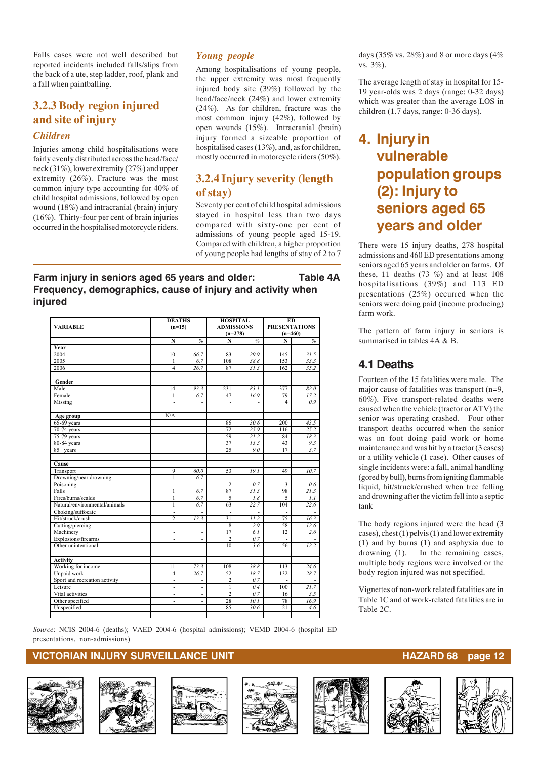Falls cases were not well described but reported incidents included falls/slips from the back of a ute, step ladder, roof, plank and a fall when paintballing.

## 3.2.3 Body region injured and site of injury

### *Children*

Injuries among child hospitalisations were fairly evenly distributed across the head/face/neck (31%), lower extremity (27%) and upper extremity (26%). Fracture was the most common injury type accounting for 40% of child hospital admissions, followed by open wound (18%) and intracranial (brain) injury (16%). Thirty-four per cent of brain injuries occurred in the hospitalised motorcycle riders.

### *Young people*

Among hospitalisations of young people, the upper extremity was most frequently injured body site (39%) followed by the head/face/neck (24%) and lower extremity (24%). As for children, fracture was the most common injury (42%), followed by open wounds (15%). Intracranial (brain) injury formed a sizeable proportion of hospitalised cases (13%), and, as for children, mostly occurred in motorcycle riders (50%).

## 3.2.4 Injury severity (length of stay)

Seventy per cent of child hospital admissions stayed in hospital less than two days compared with sixty-one per cent of admissions of young people aged 15-19. Compared with children, a higher proportion of young people had lengths of stay of 2 to 7 days (35% vs. 28%) and 8 or more days (4% vs. 3%).

The average length of stay in hospital for 15-19 year-olds was 2 days (range: 0-32 days) which was greater than the average LOS in children (1.7 days, range: 0-36 days).

# 4. Injury in vulnerable population groups (2): Injury to seniors aged 65 years and older

There were 15 injury deaths, 278 hospital admissions and 460 ED presentations among seniors aged 65 years and older on farms. Of these, 11 deaths (73 %) and at least 108 hospitalisations (39%) and 113 ED presentations (25%) occurred when the seniors were doing paid (income producing) farm work.

The pattern of farm injury in seniors is summarised in tables 4A & B.

**Farm injury in seniors aged 65 years and older: Frequency, demographics, cause of injury and activity when injured — Table 4A**

| VARIABLE | DEATHS (n=15) | | HOSPITAL ADMISSIONS (n=278) | | ED PRESENTATIONS (n=460) | |
|---|---|---|---|---|---|---|
| | N | % | N | % | N | % |
| **Year** | | | | | | |
| 2004 | 10 | 66.7 | 83 | 29.9 | 145 | 31.5 |
| 2005 | 1 | 6.7 | 108 | 38.8 | 153 | 33.3 |
| 2006 | 4 | 26.7 | 87 | 31.3 | 162 | 35.2 |
| **Gender** | | | | | | |
| Male | 14 | 93.3 | 231 | 83.1 | 377 | 82.0 |
| Female | 1 | 6.7 | 47 | 16.9 | 79 | 17.2 |
| Missing | - | - | - | - | 4 | 0.9 |
| **Age group** | N/A | | | | | |
| 65-69 years | | | 85 | 30.6 | 200 | 43.5 |
| 70-74 years | | | 72 | 25.9 | 116 | 25.2 |
| 75-79 years | | | 59 | 21.2 | 84 | 18.3 |
| 80-84 years | | | 37 | 13.3 | 43 | 9.3 |
| 85+ years | | | 25 | 9.0 | 17 | 3.7 |
| **Cause** | | | | | | |
| Transport | 9 | 60.0 | 53 | 19.1 | 49 | 10.7 |
| Drowning/near drowning | 1 | 6.7 | - | - | - | - |
| Poisoning | - | - | 2 | 0.7 | 3 | 0.6 |
| Falls | 1 | 6.7 | 87 | 31.3 | 98 | 21.3 |
| Fires/burns/scalds | 1 | 6.7 | 5 | 1.8 | 5 | 1.1 |
| Natural/environmental/animals | 1 | 6.7 | 63 | 22.7 | 104 | 22.6 |
| Choking/suffocate | - | - | - | - | - | - |
| Hit/struck/crush | 2 | 13.3 | 31 | 11.2 | 75 | 16.3 |
| Cutting/piercing | - | - | 8 | 2.9 | 58 | 12.6 |
| Machinery | - | - | 17 | 6.1 | 12 | 2.6 |
| Explosions/firearms | - | - | 2 | 0.7 | - | - |
| Other unintentional | - | - | 10 | 3.6 | 56 | 12.2 |
| **Activity** | | | | | | |
| Working for income | 11 | 73.3 | 108 | 38.8 | 113 | 24.6 |
| Unpaid work | 4 | 26.7 | 52 | 18.7 | 132 | 28.7 |
| Sport and recreation activity | - | - | 2 | 0.7 | - | - |
| Leisure | - | - | 1 | 0.4 | 100 | 21.7 |
| Vital activities | - | - | 2 | 0.7 | 16 | 3.5 |
| Other specified | - | - | 28 | 10.1 | 78 | 16.9 |
| Unspecified | - | - | 85 | 30.6 | 21 | 4.6 |

*Source*: NCIS 2004-6 (deaths); VAED 2004-6 (hospital admissions); VEMD 2004-6 (hospital ED presentations, non-admissions)

## 4.1 Deaths

Fourteen of the 15 fatalities were male. The major cause of fatalities was transport (n=9, 60%). Five transport-related deaths were caused when the vehicle (tractor or ATV) the senior was operating crashed. Four other transport deaths occurred when the senior was on foot doing paid work or home maintenance and was hit by a tractor (3 cases) or a utility vehicle (1 case). Other causes of single incidents were: a fall, animal handling (gored by bull), burns from igniting flammable liquid, hit/struck/crushed when tree felling and drowning after the victim fell into a septic tank

The body regions injured were the head (3 cases), chest (1) pelvis (1) and lower extremity (1) and by burns (1) and asphyxia due to drowning (1). In the remaining cases, multiple body regions were involved or the body region injured was not specified.

Vignettes of non-work related fatalities are in Table 1C and of work-related fatalities are in Table 2C.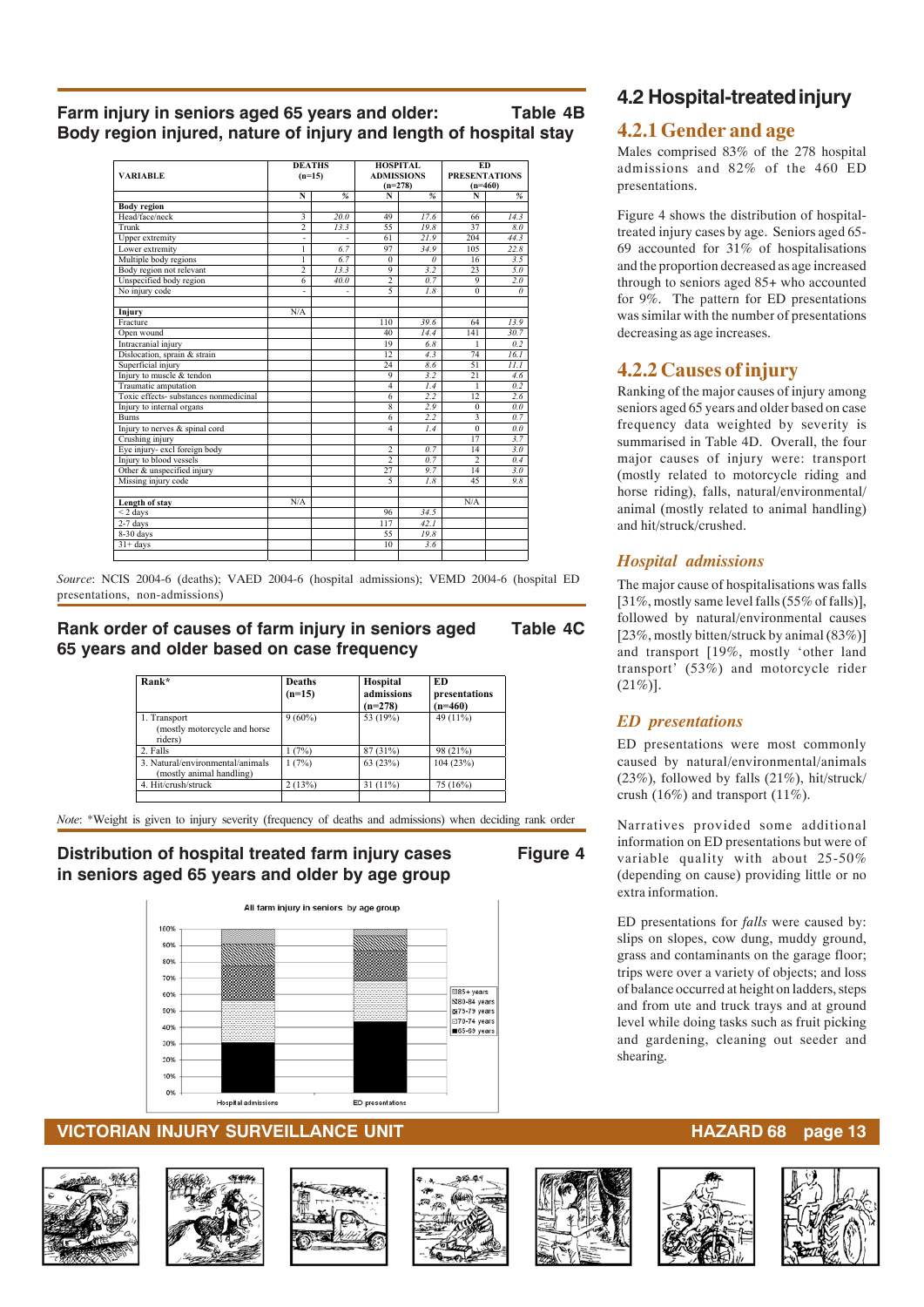## Farm injury in seniors aged 65 years and older: Body region injured, nature of injury and length of hospital stay

Table 4B

| VARIABLE | DEATHS (n=15) | | HOSPITAL ADMISSIONS (n=278) | | ED PRESENTATIONS (n=460) | |
|---|---|---|---|---|---|---|
| | N | % | N | % | N | % |
| **Body region** | | | | | | |
| Head/face/neck | 3 | 20.0 | 49 | 17.6 | 66 | 14.3 |
| Trunk | 2 | 13.3 | 55 | 19.8 | 37 | 8.0 |
| Upper extremity | - | - | 61 | 21.9 | 204 | 44.3 |
| Lower extremity | 1 | 6.7 | 97 | 34.9 | 105 | 22.8 |
| Multiple body regions | 1 | 6.7 | 0 | 0 | 16 | 3.5 |
| Body region not relevant | 2 | 13.3 | 9 | 3.2 | 23 | 5.0 |
| Unspecified body region | 6 | 40.0 | 2 | 0.7 | 9 | 2.0 |
| No injury code | - | - | 5 | 1.8 | 0 | 0 |
| | | | | | | |
| **Injury** | N/A | | | | | |
| Fracture | | | 110 | 39.6 | 64 | 13.9 |
| Open wound | | | 40 | 14.4 | 141 | 30.7 |
| Intracranial injury | | | 19 | 6.8 | 1 | 0.2 |
| Dislocation, sprain & strain | | | 12 | 4.3 | 74 | 16.1 |
| Superficial injury | | | 24 | 8.6 | 51 | 11.1 |
| Injury to muscle & tendon | | | 9 | 3.2 | 21 | 4.6 |
| Traumatic amputation | | | 4 | 1.4 | 1 | 0.2 |
| Toxic effects- substances nonmedicinal | | | 6 | 2.2 | 12 | 2.6 |
| Injury to internal organs | | | 8 | 2.9 | 0 | 0.0 |
| Burns | | | 6 | 2.2 | 3 | 0.7 |
| Injury to nerves & spinal cord | | | 4 | 1.4 | 0 | 0.0 |
| Crushing injury | | | | | 17 | 3.7 |
| Eye injury- excl foreign body | | | 2 | 0.7 | 14 | 3.0 |
| Injury to blood vessels | | | 2 | 0.7 | 2 | 0.4 |
| Other & unspecified injury | | | 27 | 9.7 | 14 | 3.0 |
| Missing injury code | | | 5 | 1.8 | 45 | 9.8 |
| | | | | | | |
| **Length of stay** | N/A | | | | N/A | |
| < 2 days | | | 96 | 34.5 | | |
| 2-7 days | | | 117 | 42.1 | | |
| 8-30 days | | | 55 | 19.8 | | |
| 31+ days | | | 10 | 3.6 | | |

*Source*: NCIS 2004-6 (deaths); VAED 2004-6 (hospital admissions); VEMD 2004-6 (hospital ED presentations, non-admissions)

## Rank order of causes of farm injury in seniors aged 65 years and older based on case frequency

Table 4C

| Rank* | Deaths (n=15) | Hospital admissions (n=278) | ED presentations (n=460) |
|---|---|---|---|
| 1. Transport (mostly motorcycle and horse riders) | 9 (60%) | 53 (19%) | 49 (11%) |
| 2. Falls | 1 (7%) | 87 (31%) | 98 (21%) |
| 3. Natural/environmental/animals (mostly animal handling) | 1 (7%) | 63 (23%) | 104 (23%) |
| 4. Hit/crush/struck | 2 (13%) | 31 (11%) | 75 (16%) |

*Note*: *Weight is given to injury severity (frequency of deaths and admissions) when deciding rank order

## Distribution of hospital treated farm injury cases in seniors aged 65 years and older by age group

Figure 4

## 4.2 Hospital-treated injury

### 4.2.1 Gender and age

Males comprised 83% of the 278 hospital admissions and 82% of the 460 ED presentations.

Figure 4 shows the distribution of hospital-treated injury cases by age. Seniors aged 65-69 accounted for 31% of hospitalisations and the proportion decreased as age increased through to seniors aged 85+ who accounted for 9%. The pattern for ED presentations was similar with the number of presentations decreasing as age increases.

### 4.2.2 Causes of injury

Ranking of the major causes of injury among seniors aged 65 years and older based on case frequency data weighted by severity is summarised in Table 4D. Overall, the four major causes of injury were: transport (mostly related to motorcycle riding and horse riding), falls, natural/environmental/animal (mostly related to animal handling) and hit/struck/crushed.

#### *Hospital admissions*

The major cause of hospitalisations was falls [31%, mostly same level falls (55% of falls)], followed by natural/environmental causes [23%, mostly bitten/struck by animal (83%)] and transport [19%, mostly 'other land transport' (53%) and motorcycle rider (21%)].

#### *ED presentations*

ED presentations were most commonly caused by natural/environmental/animals (23%), followed by falls (21%), hit/struck/crush (16%) and transport (11%).

Narratives provided some additional information on ED presentations but were of variable quality with about 25-50% (depending on cause) providing little or no extra information.

ED presentations for *falls* were caused by: slips on slopes, cow dung, muddy ground, grass and contaminants on the garage floor; trips were over a variety of objects; and loss of balance occurred at height on ladders, steps and from ute and truck trays and at ground level while doing tasks such as fruit picking and gardening, cleaning out seeder and shearing.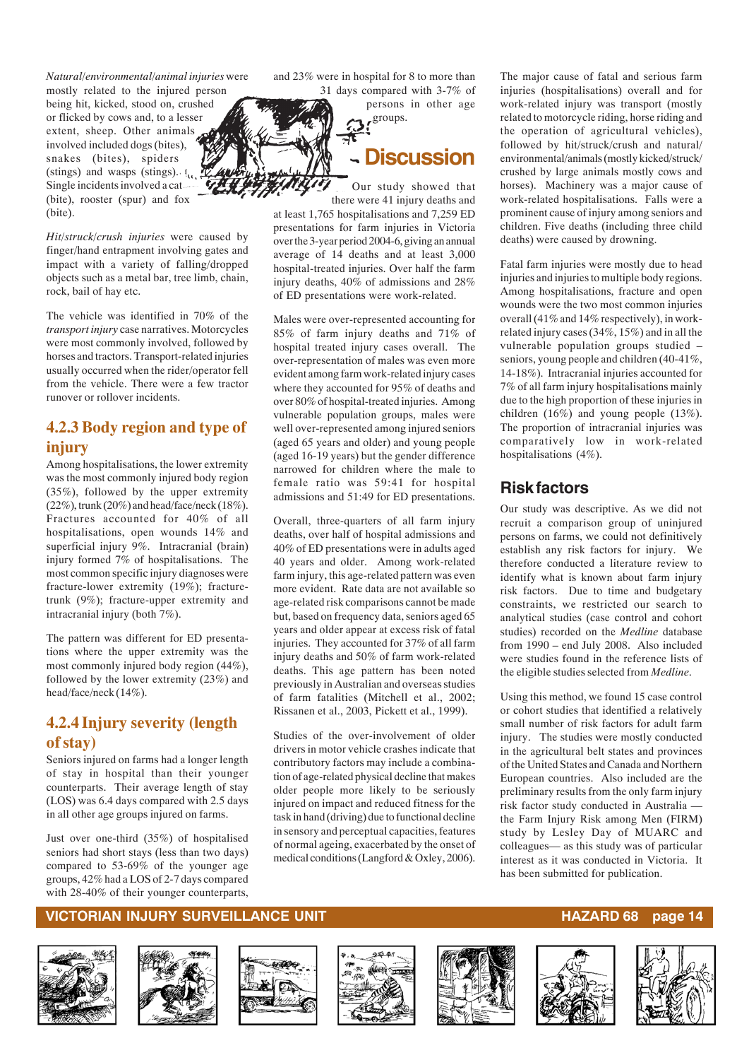*Natural/environmental/animal injuries* were mostly related to the injured person being hit, kicked, stood on, crushed or flicked by cows and, to a lesser extent, sheep. Other animals involved included dogs (bites), snakes (bites), spiders (stings) and wasps (stings). Single incidents involved a cat (bite), rooster (spur) and fox (bite).

*Hit/struck/crush injuries* were caused by finger/hand entrapment involving gates and impact with a variety of falling/dropped objects such as a metal bar, tree limb, chain, rock, bail of hay etc.

The vehicle was identified in 70% of the *transport injury* case narratives. Motorcycles were most commonly involved, followed by horses and tractors. Transport-related injuries usually occurred when the rider/operator fell from the vehicle. There were a few tractor runover or rollover incidents.

### 4.2.3 Body region and type of injury

Among hospitalisations, the lower extremity was the most commonly injured body region (35%), followed by the upper extremity (22%), trunk (20%) and head/face/neck (18%). Fractures accounted for 40% of all hospitalisations, open wounds 14% and superficial injury 9%. Intracranial (brain) injury formed 7% of hospitalisations. The most common specific injury diagnoses were fracture-lower extremity (19%); fracture-trunk (9%); fracture-upper extremity and intracranial injury (both 7%).

The pattern was different for ED presentations where the upper extremity was the most commonly injured body region (44%), followed by the lower extremity (23%) and head/face/neck (14%).

### 4.2.4 Injury severity (length of stay)

Seniors injured on farms had a longer length of stay in hospital than their younger counterparts. Their average length of stay (LOS) was 6.4 days compared with 2.5 days in all other age groups injured on farms.

Just over one-third (35%) of hospitalised seniors had short stays (less than two days) compared to 53-69% of the younger age groups, 42% had a LOS of 2-7 days compared with 28-40% of their younger counterparts, and 23% were in hospital for 8 to more than 31 days compared with 3-7% of persons in other age groups.

## Discussion

Our study showed that there were 41 injury deaths and at least 1,765 hospitalisations and 7,259 ED presentations for farm injuries in Victoria over the 3-year period 2004-6, giving an annual average of 14 deaths and at least 3,000 hospital-treated injuries. Over half the farm injury deaths, 40% of admissions and 28% of ED presentations were work-related.

Males were over-represented accounting for 85% of farm injury deaths and 71% of hospital treated injury cases overall. The over-representation of males was even more evident among farm work-related injury cases where they accounted for 95% of deaths and over 80% of hospital-treated injuries. Among vulnerable population groups, males were well over-represented among injured seniors (aged 65 years and older) and young people (aged 16-19 years) but the gender difference narrowed for children where the male to female ratio was 59:41 for hospital admissions and 51:49 for ED presentations.

Overall, three-quarters of all farm injury deaths, over half of hospital admissions and 40% of ED presentations were in adults aged 40 years and older. Among work-related farm injury, this age-related pattern was even more evident. Rate data are not available so age-related risk comparisons cannot be made but, based on frequency data, seniors aged 65 years and older appear at excess risk of fatal injuries. They accounted for 37% of all farm injury deaths and 50% of farm work-related deaths. This age pattern has been noted previously in Australian and overseas studies of farm fatalities (Mitchell et al., 2002; Rissanen et al., 2003, Pickett et al., 1999).

Studies of the over-involvement of older drivers in motor vehicle crashes indicate that contributory factors may include a combination of age-related physical decline that makes older people more likely to be seriously injured on impact and reduced fitness for the task in hand (driving) due to functional decline in sensory and perceptual capacities, features of normal ageing, exacerbated by the onset of medical conditions (Langford & Oxley, 2006).

The major cause of fatal and serious farm injuries (hospitalisations) overall and for work-related injury was transport (mostly related to motorcycle riding, horse riding and the operation of agricultural vehicles), followed by hit/struck/crush and natural/environmental/animals (mostly kicked/struck/crushed by large animals mostly cows and horses). Machinery was a major cause of work-related hospitalisations. Falls were a prominent cause of injury among seniors and children. Five deaths (including three child deaths) were caused by drowning.

Fatal farm injuries were mostly due to head injuries and injuries to multiple body regions. Among hospitalisations, fracture and open wounds were the two most common injuries overall (41% and 14% respectively), in work-related injury cases (34%, 15%) and in all the vulnerable population groups studied – seniors, young people and children (40-41%, 14-18%). Intracranial injuries accounted for 7% of all farm injury hospitalisations mainly due to the high proportion of these injuries in children (16%) and young people (13%). The proportion of intracranial injuries was comparatively low in work-related hospitalisations (4%).

## Risk factors

Our study was descriptive. As we did not recruit a comparison group of uninjured persons on farms, we could not definitively establish any risk factors for injury. We therefore conducted a literature review to identify what is known about farm injury risk factors. Due to time and budgetary constraints, we restricted our search to analytical studies (case control and cohort studies) recorded on the *Medline* database from 1990 – end July 2008. Also included were studies found in the reference lists of the eligible studies selected from *Medline*.

Using this method, we found 15 case control or cohort studies that identified a relatively small number of risk factors for adult farm injury. The studies were mostly conducted in the agricultural belt states and provinces of the United States and Canada and Northern European countries. Also included are the preliminary results from the only farm injury risk factor study conducted in Australia — the Farm Injury Risk among Men (FIRM) study by Lesley Day of MUARC and colleagues— as this study was of particular interest as it was conducted in Victoria. It has been submitted for publication.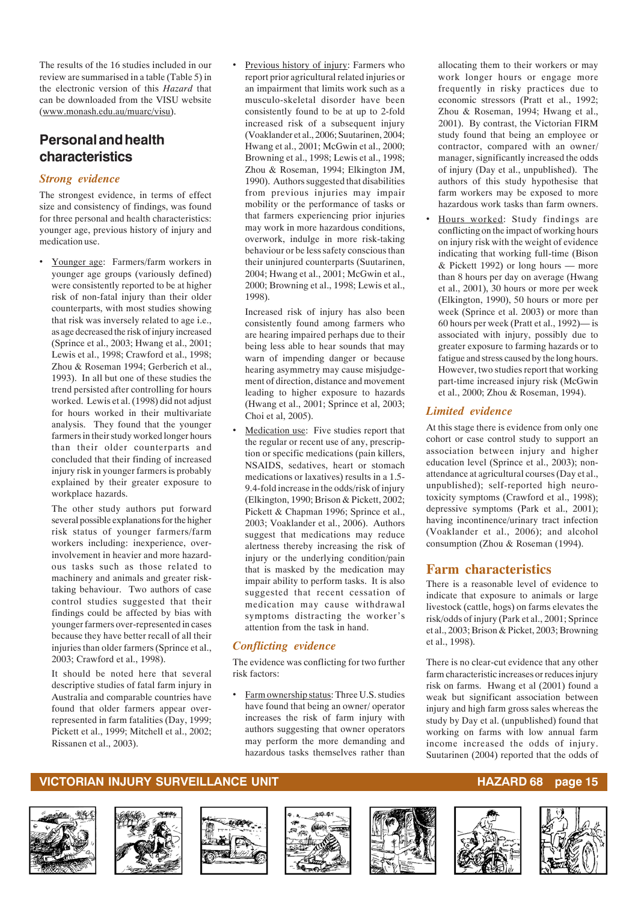The results of the 16 studies included in our review are summarised in a table (Table 5) in the electronic version of this *Hazard* that can be downloaded from the VISU website (www.monash.edu.au/muarc/visu).

## Personal and health characteristics

### *Strong evidence*

The strongest evidence, in terms of effect size and consistency of findings, was found for three personal and health characteristics: younger age, previous history of injury and medication use.

- Younger age: Farmers/farm workers in younger age groups (variously defined) were consistently reported to be at higher risk of non-fatal injury than their older counterparts, with most studies showing that risk was inversely related to age i.e., as age decreased the risk of injury increased (Sprince et al., 2003; Hwang et al., 2001; Lewis et al., 1998; Crawford et al., 1998; Zhou & Roseman 1994; Gerberich et al., 1993). In all but one of these studies the trend persisted after controlling for hours worked. Lewis et al. (1998) did not adjust for hours worked in their multivariate analysis. They found that the younger farmers in their study worked longer hours than their older counterparts and concluded that their finding of increased injury risk in younger farmers is probably explained by their greater exposure to workplace hazards.

  The other study authors put forward several possible explanations for the higher risk status of younger farmers/farm workers including: inexperience, over-involvement in heavier and more hazardous tasks such as those related to machinery and animals and greater risk-taking behaviour. Two authors of case control studies suggested that their findings could be affected by bias with younger farmers over-represented in cases because they have better recall of all their injuries than older farmers (Sprince et al., 2003; Crawford et al., 1998).

  It should be noted here that several descriptive studies of fatal farm injury in Australia and comparable countries have found that older farmers appear over-represented in farm fatalities (Day, 1999; Pickett et al., 1999; Mitchell et al., 2002; Rissanen et al., 2003).

- Previous history of injury: Farmers who report prior agricultural related injuries or an impairment that limits work such as a musculo-skeletal disorder have been consistently found to be at up to 2-fold increased risk of a subsequent injury (Voaklander et al., 2006; Suutarinen, 2004; Hwang et al., 2001; McGwin et al., 2000; Browning et al., 1998; Lewis et al., 1998; Zhou & Roseman, 1994; Elkington JM, 1990). Authors suggested that disabilities from previous injuries may impair mobility or the performance of tasks or that farmers experiencing prior injuries may work in more hazardous conditions, overwork, indulge in more risk-taking behaviour or be less safety conscious than their uninjured counterparts (Suutarinen, 2004; Hwang et al., 2001; McGwin et al., 2000; Browning et al., 1998; Lewis et al., 1998).

  Increased risk of injury has also been consistently found among farmers who are hearing impaired perhaps due to their being less able to hear sounds that may warn of impending danger or because hearing asymmetry may cause misjudgement of direction, distance and movement leading to higher exposure to hazards (Hwang et al., 2001; Sprince et al, 2003; Choi et al, 2005).

- Medication use: Five studies report that the regular or recent use of any, prescription or specific medications (pain killers, NSAIDS, sedatives, heart or stomach medications or laxatives) results in a 1.5-9.4-fold increase in the odds/risk of injury (Elkington, 1990; Brison & Pickett, 2002; Pickett & Chapman 1996; Sprince et al., 2003; Voaklander et al., 2006). Authors suggest that medications may reduce alertness thereby increasing the risk of injury or the underlying condition/pain that is masked by the medication may impair ability to perform tasks. It is also suggested that recent cessation of medication may cause withdrawal symptoms distracting the worker's attention from the task in hand.

### *Conflicting evidence*

The evidence was conflicting for two further risk factors:

- Farm ownership status: Three U.S. studies have found that being an owner/ operator increases the risk of farm injury with authors suggesting that owner operators may perform the more demanding and hazardous tasks themselves rather than allocating them to their workers or may work longer hours or engage more frequently in risky practices due to economic stressors (Pratt et al., 1992; Zhou & Roseman, 1994; Hwang et al., 2001). By contrast, the Victorian FIRM study found that being an employee or contractor, compared with an owner/ manager, significantly increased the odds of injury (Day et al., unpublished). The authors of this study hypothesise that farm workers may be exposed to more hazardous work tasks than farm owners.

- Hours worked: Study findings are conflicting on the impact of working hours on injury risk with the weight of evidence indicating that working full-time (Bison & Pickett 1992) or long hours — more than 8 hours per day on average (Hwang et al., 2001), 30 hours or more per week (Elkington, 1990), 50 hours or more per week (Sprince et al. 2003) or more than 60 hours per week (Pratt et al., 1992)— is associated with injury, possibly due to greater exposure to farming hazards or to fatigue and stress caused by the long hours. However, two studies report that working part-time increased injury risk (McGwin et al., 2000; Zhou & Roseman, 1994).

### *Limited evidence*

At this stage there is evidence from only one cohort or case control study to support an association between injury and higher education level (Sprince et al., 2003); non-attendance at agricultural courses (Day et al., unpublished); self-reported high neurotoxicity symptoms (Crawford et al., 1998); depressive symptoms (Park et al., 2001); having incontinence/urinary tract infection (Voaklander et al., 2006); and alcohol consumption (Zhou & Roseman (1994).

## Farm characteristics

There is a reasonable level of evidence to indicate that exposure to animals or large livestock (cattle, hogs) on farms elevates the risk/odds of injury (Park et al., 2001; Sprince et al., 2003; Brison & Picket, 2003; Browning et al., 1998).

There is no clear-cut evidence that any other farm characteristic increases or reduces injury risk on farms. Hwang et al (2001) found a weak but significant association between injury and high farm gross sales whereas the study by Day et al. (unpublished) found that working on farms with low annual farm income increased the odds of injury. Suutarinen (2004) reported that the odds of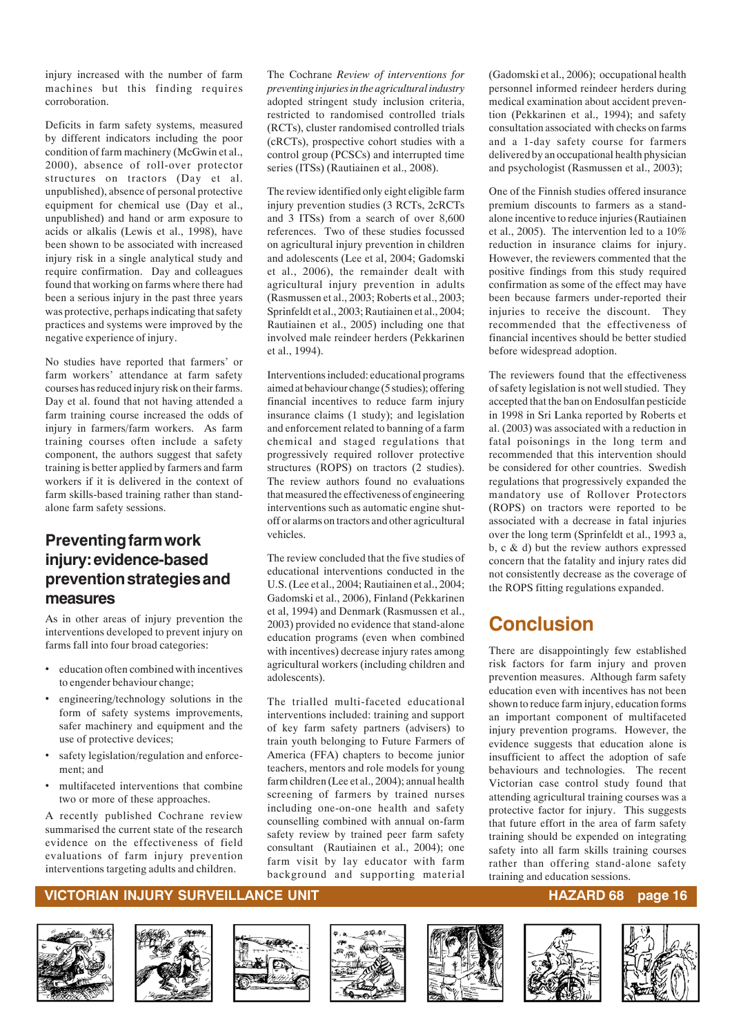injury increased with the number of farm machines but this finding requires corroboration.

Deficits in farm safety systems, measured by different indicators including the poor condition of farm machinery (McGwin et al., 2000), absence of roll-over protector structures on tractors (Day et al. unpublished), absence of personal protective equipment for chemical use (Day et al., unpublished) and hand or arm exposure to acids or alkalis (Lewis et al., 1998), have been shown to be associated with increased injury risk in a single analytical study and require confirmation. Day and colleagues found that working on farms where there had been a serious injury in the past three years was protective, perhaps indicating that safety practices and systems were improved by the negative experience of injury.

No studies have reported that farmers' or farm workers' attendance at farm safety courses has reduced injury risk on their farms. Day et al. found that not having attended a farm training course increased the odds of injury in farmers/farm workers. As farm training courses often include a safety component, the authors suggest that safety training is better applied by farmers and farm workers if it is delivered in the context of farm skills-based training rather than stand-alone farm safety sessions.

## Preventing farm work injury: evidence-based prevention strategies and measures

As in other areas of injury prevention the interventions developed to prevent injury on farms fall into four broad categories:

- education often combined with incentives to engender behaviour change;
- engineering/technology solutions in the form of safety systems improvements, safer machinery and equipment and the use of protective devices;
- safety legislation/regulation and enforcement; and
- multifaceted interventions that combine two or more of these approaches.

A recently published Cochrane review summarised the current state of the research evidence on the effectiveness of field evaluations of farm injury prevention interventions targeting adults and children.

The Cochrane *Review of interventions for preventing injuries in the agricultural industry* adopted stringent study inclusion criteria, restricted to randomised controlled trials (RCTs), cluster randomised controlled trials (cRCTs), prospective cohort studies with a control group (PCSCs) and interrupted time series (ITSs) (Rautiainen et al., 2008).

The review identified only eight eligible farm injury prevention studies (3 RCTs, 2cRCTs and 3 ITSs) from a search of over 8,600 references. Two of these studies focussed on agricultural injury prevention in children and adolescents (Lee et al., 2004; Gadomski et al., 2006), the remainder dealt with agricultural injury prevention in adults (Rasmussen et al., 2003; Roberts et al., 2003; Sprinfeldt et al., 2003; Rautiainen et al., 2004; Rautiainen et al., 2005) including one that involved male reindeer herders (Pekkarinen et al., 1994).

Interventions included: educational programs aimed at behaviour change (5 studies); offering financial incentives to reduce farm injury insurance claims (1 study); and legislation and enforcement related to banning of a farm chemical and staged regulations that progressively required rollover protective structures (ROPS) on tractors (2 studies). The review authors found no evaluations that measured the effectiveness of engineering interventions such as automatic engine shut-off or alarms on tractors and other agricultural vehicles.

The review concluded that the five studies of educational interventions conducted in the U.S. (Lee et al., 2004; Rautiainen et al., 2004; Gadomski et al., 2006), Finland (Pekkarinen et al, 1994) and Denmark (Rasmussen et al., 2003) provided no evidence that stand-alone education programs (even when combined with incentives) decrease injury rates among agricultural workers (including children and adolescents).

The trialled multi-faceted educational interventions included: training and support of key farm safety partners (advisers) to train youth belonging to Future Farmers of America (FFA) chapters to become junior teachers, mentors and role models for young farm children (Lee et al., 2004); annual health screening of farmers by trained nurses including one-on-one health and safety counselling combined with annual on-farm safety review by trained peer farm safety consultant (Rautiainen et al., 2004); one farm visit by lay educator with farm background and supporting material (Gadomski et al., 2006); occupational health personnel informed reindeer herders during medical examination about accident prevention (Pekkarinen et al., 1994); and safety consultation associated with checks on farms and a 1-day safety course for farmers delivered by an occupational health physician and psychologist (Rasmussen et al., 2003);

One of the Finnish studies offered insurance premium discounts to farmers as a stand-alone incentive to reduce injuries (Rautiainen et al., 2005). The intervention led to a 10% reduction in insurance claims for injury. However, the reviewers commented that the positive findings from this study required confirmation as some of the effect may have been because farmers under-reported their injuries to receive the discount. They recommended that the effectiveness of financial incentives should be better studied before widespread adoption.

The reviewers found that the effectiveness of safety legislation is not well studied. They accepted that the ban on Endosulfan pesticide in 1998 in Sri Lanka reported by Roberts et al. (2003) was associated with a reduction in fatal poisonings in the long term and recommended that this intervention should be considered for other countries. Swedish regulations that progressively expanded the mandatory use of Rollover Protectors (ROPS) on tractors were reported to be associated with a decrease in fatal injuries over the long term (Sprinfeldt et al., 1993 a, b, c & d) but the review authors expressed concern that the fatality and injury rates did not consistently decrease as the coverage of the ROPS fitting regulations expanded.

## Conclusion

There are disappointingly few established risk factors for farm injury and proven prevention measures. Although farm safety education even with incentives has not been shown to reduce farm injury, education forms an important component of multifaceted injury prevention programs. However, the evidence suggests that education alone is insufficient to affect the adoption of safe behaviours and technologies. The recent Victorian case control study found that attending agricultural training courses was a protective factor for injury. This suggests that future effort in the area of farm safety training should be expended on integrating safety into all farm skills training courses rather than offering stand-alone safety training and education sessions.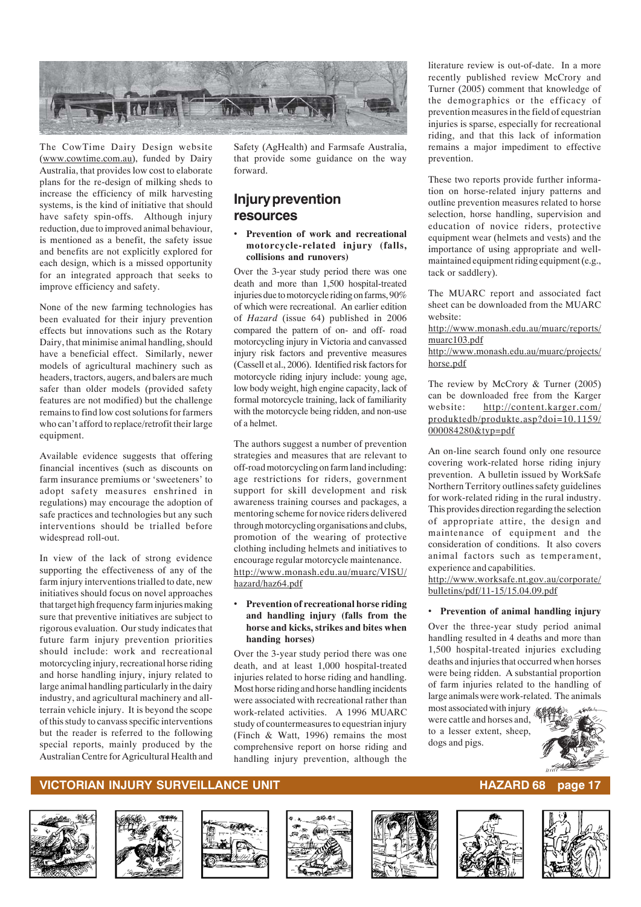The CowTime Dairy Design website (www.cowtime.com.au), funded by Dairy Australia, that provides low cost to elaborate plans for the re-design of milking sheds to increase the efficiency of milk harvesting systems, is the kind of initiative that should have safety spin-offs. Although injury reduction, due to improved animal behaviour, is mentioned as a benefit, the safety issue and benefits are not explicitly explored for each design, which is a missed opportunity for an integrated approach that seeks to improve efficiency and safety.

None of the new farming technologies has been evaluated for their injury prevention effects but innovations such as the Rotary Dairy, that minimise animal handling, should have a beneficial effect. Similarly, newer models of agricultural machinery such as headers, tractors, augers, and balers are much safer than older models (provided safety features are not modified) but the challenge remains to find low cost solutions for farmers who can't afford to replace/retrofit their large equipment.

Available evidence suggests that offering financial incentives (such as discounts on farm insurance premiums or 'sweeteners' to adopt safety measures enshrined in regulations) may encourage the adoption of safe practices and technologies but any such interventions should be trialled before widespread roll-out.

In view of the lack of strong evidence supporting the effectiveness of any of the farm injury interventions trialled to date, new initiatives should focus on novel approaches that target high frequency farm injuries making sure that preventive initiatives are subject to rigorous evaluation. Our study indicates that future farm injury prevention priorities should include: work and recreational motorcycling injury, recreational horse riding and horse handling injury, injury related to large animal handling particularly in the dairy industry, and agricultural machinery and all-terrain vehicle injury. It is beyond the scope of this study to canvass specific interventions but the reader is referred to the following special reports, mainly produced by the Australian Centre for Agricultural Health and Safety (AgHealth) and Farmsafe Australia, that provide some guidance on the way forward.

## Injury prevention resources

- **Prevention of work and recreational motorcycle-related injury (falls, collisions and runovers)**

Over the 3-year study period there was one death and more than 1,500 hospital-treated injuries due to motorcycle riding on farms, 90% of which were recreational. An earlier edition of *Hazard* (issue 64) published in 2006 compared the pattern of on- and off- road motorcycling injury in Victoria and canvassed injury risk factors and preventive measures (Cassell et al., 2006). Identified risk factors for motorcycle riding injury include: young age, low body weight, high engine capacity, lack of formal motorcycle training, lack of familiarity with the motorcycle being ridden, and non-use of a helmet.

The authors suggest a number of prevention strategies and measures that are relevant to off-road motorcycling on farm land including: age restrictions for riders, government support for skill development and risk awareness training courses and packages, a mentoring scheme for novice riders delivered through motorcycling organisations and clubs, promotion of the wearing of protective clothing including helmets and initiatives to encourage regular motorcycle maintenance.
http://www.monash.edu.au/muarc/VISU/hazard/haz64.pdf

- **Prevention of recreational horse riding and handling injury (falls from the horse and kicks, strikes and bites when handing horses)**

Over the 3-year study period there was one death, and at least 1,000 hospital-treated injuries related to horse riding and handling. Most horse riding and horse handling incidents were associated with recreational rather than work-related activities. A 1996 MUARC study of countermeasures to equestrian injury (Finch & Watt, 1996) remains the most comprehensive report on horse riding and handling injury prevention, although the literature review is out-of-date. In a more recently published review McCrory and Turner (2005) comment that knowledge of the demographics or the efficacy of prevention measures in the field of equestrian injuries is sparse, especially for recreational riding, and that this lack of information remains a major impediment to effective prevention.

These two reports provide further information on horse-related injury patterns and outline prevention measures related to horse selection, horse handling, supervision and education of novice riders, protective equipment wear (helmets and vests) and the importance of using appropriate and well-maintained equipment riding equipment (e.g., tack or saddlery).

The MUARC report and associated fact sheet can be downloaded from the MUARC website:
http://www.monash.edu.au/muarc/reports/muarc103.pdf
http://www.monash.edu.au/muarc/projects/horse.pdf

The review by McCrory & Turner (2005) can be downloaded free from the Karger website: http://content.karger.com/produktedb/produkte.asp?doi=10.1159/000084280&typ=pdf

An on-line search found only one resource covering work-related horse riding injury prevention. A bulletin issued by WorkSafe Northern Territory outlines safety guidelines for work-related riding in the rural industry. This provides direction regarding the selection of appropriate attire, the design and maintenance of equipment and the consideration of conditions. It also covers animal factors such as temperament, experience and capabilities.
http://www.worksafe.nt.gov.au/corporate/bulletins/pdf/11-15/15.04.09.pdf

- **Prevention of animal handling injury**

Over the three-year study period animal handling resulted in 4 deaths and more than 1,500 hospital-treated injuries excluding deaths and injuries that occurred when horses were being ridden. A substantial proportion of farm injuries related to the handling of large animals were work-related. The animals most associated with injury were cattle and horses and, to a lesser extent, sheep, dogs and pigs.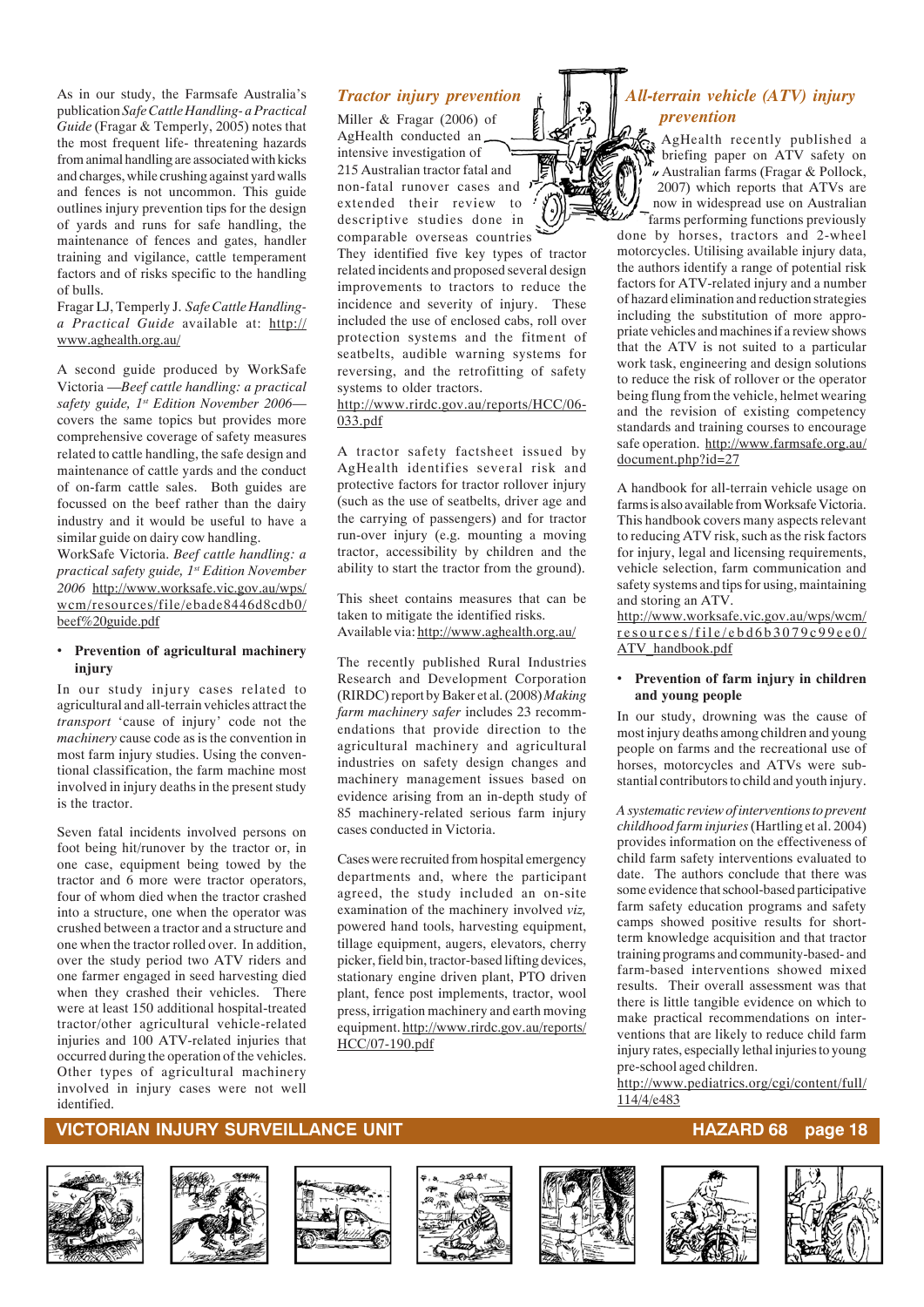As in our study, the Farmsafe Australia's publication *Safe Cattle Handling- a Practical Guide* (Fragar & Temperly, 2005) notes that the most frequent life- threatening hazards from animal handling are associated with kicks and charges, while crushing against yard walls and fences is not uncommon. This guide outlines injury prevention tips for the design of yards and runs for safe handling, the maintenance of fences and gates, handler training and vigilance, cattle temperament factors and of risks specific to the handling of bulls.

Fragar LJ, Temperly J. *Safe Cattle Handling- a Practical Guide* available at: http://www.aghealth.org.au/

A second guide produced by WorkSafe Victoria —*Beef cattle handling: a practical safety guide, 1st Edition November 2006*— covers the same topics but provides more comprehensive coverage of safety measures related to cattle handling, the safe design and maintenance of cattle yards and the conduct of on-farm cattle sales. Both guides are focussed on the beef rather than the dairy industry and it would be useful to have a similar guide on dairy cow handling.

WorkSafe Victoria. *Beef cattle handling: a practical safety guide, 1st Edition November 2006* http://www.worksafe.vic.gov.au/wps/wcm/resources/file/ebade8446d8cdb0/beef%20guide.pdf

- **Prevention of agricultural machinery injury**

In our study injury cases related to agricultural and all-terrain vehicles attract the *transport* 'cause of injury' code not the *machinery* cause code as is the convention in most farm injury studies. Using the conventional classification, the farm machine most involved in injury deaths in the present study is the tractor.

Seven fatal incidents involved persons on foot being hit/runover by the tractor or, in one case, equipment being towed by the tractor and 6 more were tractor operators, four of whom died when the tractor crashed into a structure, one when the operator was crushed between a tractor and a structure and one when the tractor rolled over. In addition, over the study period two ATV riders and one farmer engaged in seed harvesting died when they crashed their vehicles. There were at least 150 additional hospital-treated tractor/other agricultural vehicle-related injuries and 100 ATV-related injuries that occurred during the operation of the vehicles. Other types of agricultural machinery involved in injury cases were not well identified.

### *Tractor injury prevention*

Miller & Fragar (2006) of AgHealth conducted an intensive investigation of 215 Australian tractor fatal and non-fatal runover cases and extended their review to descriptive studies done in comparable overseas countries. They identified five key types of tractor related incidents and proposed several design improvements to tractors to reduce the incidence and severity of injury. These included the use of enclosed cabs, roll over protection systems and the fitment of seatbelts, audible warning systems for reversing, and the retrofitting of safety systems to older tractors.

http://www.rirdc.gov.au/reports/HCC/06-033.pdf

A tractor safety factsheet issued by AgHealth identifies several risk and protective factors for tractor rollover injury (such as the use of seatbelts, driver age and the carrying of passengers) and for tractor run-over injury (e.g. mounting a moving tractor, accessibility by children and the ability to start the tractor from the ground).

This sheet contains measures that can be taken to mitigate the identified risks. Available via: http://www.aghealth.org.au/

The recently published Rural Industries Research and Development Corporation (RIRDC) report by Baker et al. (2008) *Making farm machinery safer* includes 23 recommendations that provide direction to the agricultural machinery and agricultural industries on safety design changes and machinery management issues based on evidence arising from an in-depth study of 85 machinery-related serious farm injury cases conducted in Victoria.

Cases were recruited from hospital emergency departments and, where the participant agreed, the study included an on-site examination of the machinery involved *viz,* powered hand tools, harvesting equipment, tillage equipment, augers, elevators, cherry picker, field bin, tractor-based lifting devices, stationary engine driven plant, PTO driven plant, fence post implements, tractor, wool press, irrigation machinery and earth moving equipment. http://www.rirdc.gov.au/reports/HCC/07-190.pdf

### *All-terrain vehicle (ATV) injury prevention*

AgHealth recently published a briefing paper on ATV safety on Australian farms (Fragar & Pollock, 2007) which reports that ATVs are now in widespread use on Australian farms performing functions previously done by horses, tractors and 2-wheel motorcycles. Utilising available injury data, the authors identify a range of potential risk factors for ATV-related injury and a number of hazard elimination and reduction strategies including the substitution of more appropriate vehicles and machines if a review shows that the ATV is not suited to a particular work task, engineering and design solutions to reduce the risk of rollover or the operator being flung from the vehicle, helmet wearing and the revision of existing competency standards and training courses to encourage safe operation. http://www.farmsafe.org.au/document.php?id=27

A handbook for all-terrain vehicle usage on farms is also available from Worksafe Victoria. This handbook covers many aspects relevant to reducing ATV risk, such as the risk factors for injury, legal and licensing requirements, vehicle selection, farm communication and safety systems and tips for using, maintaining and storing an ATV.

http://www.worksafe.vic.gov.au/wps/wcm/resources/file/ebd6b3079c99ee0/ATV_handbook.pdf

- **Prevention of farm injury in children and young people**

In our study, drowning was the cause of most injury deaths among children and young people on farms and the recreational use of horses, motorcycles and ATVs were substantial contributors to child and youth injury.

*A systematic review of interventions to prevent childhood farm injuries* (Hartling et al. 2004) provides information on the effectiveness of child farm safety interventions evaluated to date. The authors conclude that there was some evidence that school-based participative farm safety education programs and safety camps showed positive results for short-term knowledge acquisition and that tractor training programs and community-based- and farm-based interventions showed mixed results. Their overall assessment was that there is little tangible evidence on which to make practical recommendations on interventions that are likely to reduce child farm injury rates, especially lethal injuries to young pre-school aged children.

http://www.pediatrics.org/cgi/content/full/114/4/e483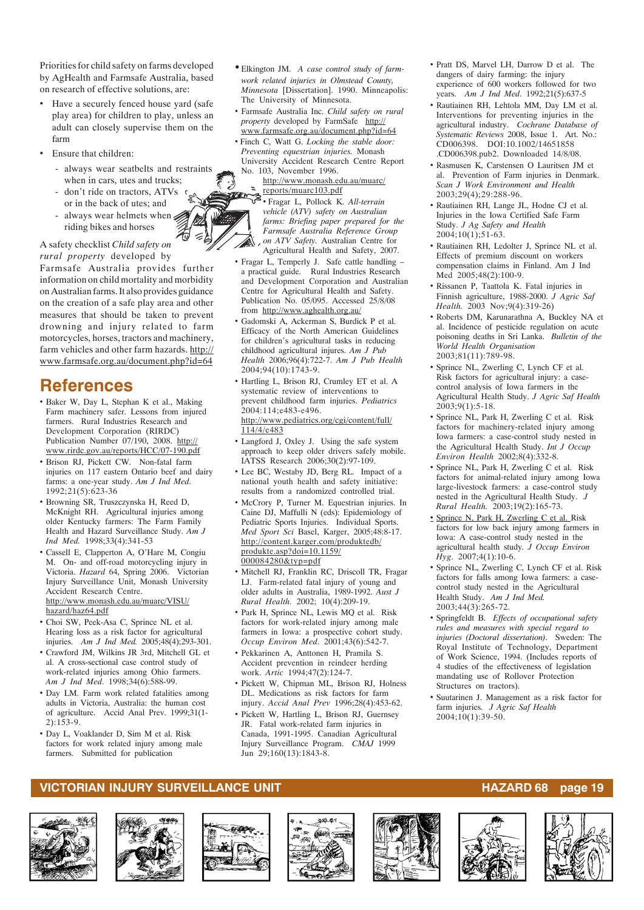Priorities for child safety on farms developed by AgHealth and Farmsafe Australia, based on research of effective solutions, are:

- Have a securely fenced house yard (safe play area) for children to play, unless an adult can closely supervise them on the farm
- Ensure that children:
  - always wear seatbelts and restraints when in cars, utes and trucks;
  - don't ride on tractors, ATVs or in the back of utes; and
  - always wear helmets when riding bikes and horses

A safety checklist *Child safety on rural property* developed by Farmsafe Australia provides further information on child mortality and morbidity on Australian farms. It also provides guidance on the creation of a safe play area and other measures that should be taken to prevent drowning and injury related to farm motorcycles, horses, tractors and machinery, farm vehicles and other farm hazards. http://www.farmsafe.org.au/document.php?id=64

## References

- Baker W, Day L, Stephan K et al., Making Farm machinery safer. Lessons from injured farmers. Rural Industries Research and Development Corporation (RIRDC) Publication Number 07/190, 2008. http://www.rirdc.gov.au/reports/HCC/07-190.pdf
- Brison RJ, Pickett CW. Non-fatal farm injuries on 117 eastern Ontario beef and dairy farms: a one-year study. *Am J Ind Med.* 1992;21(5):623-36
- Browning SR, Truszczynska H, Reed D, McKnight RH. Agricultural injuries among older Kentucky farmers: The Farm Family Health and Hazard Surveillance Study. *Am J Ind Med.* 1998;33(4):341-53
- Cassell E, Clapperton A, O'Hare M, Congiu M. On- and off-road motorcycling injury in Victoria. *Hazard* 64, Spring 2006. Victorian Injury Surveillance Unit, Monash University Accident Research Centre. http://www.monash.edu.au/muarc/VISU/hazard/haz64.pdf
- Choi SW, Peek-Asa C, Sprince NL et al. Hearing loss as a risk factor for agricultural injuries. *Am J Ind Med.* 2005;48(4);293-301.
- Crawford JM, Wilkins JR 3rd, Mitchell GL et al. A cross-sectional case control study of work-related injuries among Ohio farmers. *Am J Ind Med.* 1998;34(6):588-99.
- Day LM. Farm work related fatalities among adults in Victoria, Australia: the human cost of agriculture. Accid Anal Prev. 1999;31(1-2):153-9.
- Day L, Voaklander D, Sim M et al. Risk factors for work related injury among male farmers. Submitted for publication
- Elkington JM. *A case control study of farm-work related injuries in Olmstead County, Minnesota* [Dissertation]. 1990. Minneapolis: The University of Minnesota.
- Farmsafe Australia Inc. *Child safety on rural property* developed by FarmSafe http://www.farmsafe.org.au/document.php?id=64
- Finch C, Watt G. *Locking the stable door: Preventing equestrian injuries.* Monash University Accident Research Centre Report No. 103, November 1996. http://www.monash.edu.au/muarc/reports/muarc103.pdf
- Fragar L, Pollock K. *All-terrain vehicle (ATV) safety on Australian farms: Briefing paper prepared for the Farmsafe Australia Reference Group on ATV Safety.* Australian Centre for Agricultural Health and Safety, 2007.
- Fragar L, Temperly J. Safe cattle handling – a practical guide. Rural Industries Research and Development Corporation and Australian Centre for Agricultural Health and Safety. Publication No. 05/095. Accessed 25/8/08 from http://www.aghealth.org.au/
- Gadomski A, Ackerman S, Burdick P et al. Efficacy of the North American Guidelines for children's agricultural tasks in reducing childhood agricultural injures. *Am J Pub Health* 2006;96(4):722-7. *Am J Pub Health* 2004;94(10):1743-9.
- Hartling L, Brison RJ, Crumley ET et al. A systematic review of interventions to prevent childhood farm injuries. *Pediatrics* 2004:114;e483-e496. http://www.pediatrics.org/cgi/content/full/114/4/e483
- Langford J, Oxley J. Using the safe system approach to keep older drivers safely mobile. IATSS Research 2006;30(2):97-109.
- Lee BC, Westaby JD, Berg RL. Impact of a national youth health and safety initiative: results from a randomized controlled trial.
- McCrory P, Turner M. Equestrian injuries. In Caine DJ, Maffulli N (eds): Epidemiology of Pediatric Sports Injuries. Individual Sports. *Med Sport Sci* Basel, Karger, 2005;48:8-17. http://content.karger.com/produktedb/produkte.asp?doi=10.1159/000084280&typ=pdf
- Mitchell RJ, Franklin RC, Driscoll TR, Fragar LJ. Farm-related fatal injury of young and older adults in Australia, 1989-1992. *Aust J Rural Health.* 2002; 10(4):209-19.
- Park H, Sprince NL, Lewis MQ et al. Risk factors for work-related injury among male farmers in Iowa: a prospective cohort study. *Occup Environ Med.* 2001;43(6):542-7.
- Pekkarinen A, Anttonen H, Pramila S. Accident prevention in reindeer herding work. *Artic* 1994;47(2):124-7.
- Pickett W, Chipman ML, Brison RJ, Holness DL. Medications as risk factors for farm injury. *Accid Anal Prev* 1996;28(4):453-62.
- Pickett W, Hartling L, Brison RJ, Guernsey JR. Fatal work-related farm injuries in Canada, 1991-1995. Canadian Agricultural Injury Surveillance Program. *CMAJ* 1999 Jun 29;160(13):1843-8.
- Pratt DS, Marvel LH, Darrow D et al. The dangers of dairy farming: the injury experience of 600 workers followed for two years. *Am J Ind Med.* 1992;21(5):637-5
- Rautiainen RH, Lehtola MM, Day LM et al. Interventions for preventing injuries in the agricultural industry. *Cochrane Database of Systematic Reviews* 2008, Issue 1. Art. No.: CD006398. DOI:10.1002/14651858.CD006398.pub2. Downloaded 14/8/08.
- Rasmusen K, Carstensen O Lauritsen JM et al. Prevention of Farm injuries in Denmark. *Scan J Work Environment and Health* 2003;29(4);29:288-96.
- Rautiainen RH, Lange JL, Hodne CJ et al. Injuries in the Iowa Certified Safe Farm Study. *J Ag Safety and Health* 2004;10(1);51-63.
- Rautiainen RH, Ledolter J, Sprince NL et al. Effects of premium discount on workers compensation claims in Finland. Am J Ind Med 2005;48(2):100-9.
- Rissanen P, Taattola K. Fatal injuries in Finnish agriculture, 1988-2000. *J Agric Saf Health.* 2003 Nov;9(4):319-26)
- Roberts DM, Karunarathna A, Buckley NA et al. Incidence of pesticide regulation on acute poisoning deaths in Sri Lanka. *Bulletin of the World Health Organisation* 2003;81(11):789-98.
- Sprince NL, Zwerling C, Lynch CF et al. Risk factors for agricultural injury: a case-control analysis of Iowa farmers in the Agricultural Health Study. *J Agric Saf Health* 2003;9(1):5-18.
- Sprince NL, Park H, Zwerling C et al. Risk factors for machinery-related injury among Iowa farmers: a case-control study nested in the Agricultural Health Study. *Int J Occup Environ Health* 2002;8(4):332-8.
- Sprince NL, Park H, Zwerling C et al. Risk factors for animal-related injury among Iowa large-livestock farmers: a case-control study nested in the Agricultural Health Study. *J Rural Health.* 2003;19(2):165-73.
- Sprince N, Park H, Zwerling C et al. Risk factors for low back injury among farmers in Iowa: A case-control study nested in the agricultural health study. *J Occup Environ Hyg.* 2007;4(1):10-6.
- Sprince NL, Zwerling C, Lynch CF et al. Risk factors for falls among Iowa farmers: a case-control study nested in the Agricultural Health Study. *Am J Ind Med.* 2003;44(3):265-72.
- Springfeldt B. *Effects of occupational safety rules and measures with special regard to injuries (Doctoral dissertation).* Sweden: The Royal Institute of Technology, Department of Work Science, 1994. (Includes reports of 4 studies of the effectiveness of legislation mandating use of Rollover Protection Structures on tractors).
- Suutarinen J. Management as a risk factor for farm injuries. *J Agric Saf Health* 2004;10(1):39-50.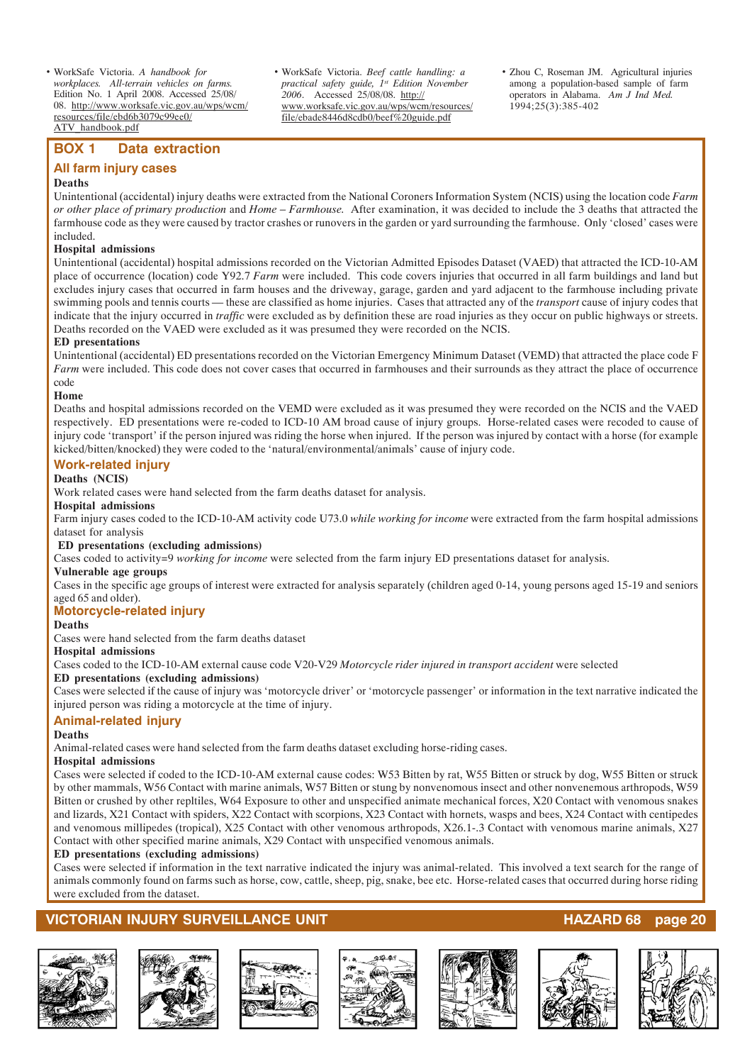- WorkSafe Victoria. *A handbook for workplaces. All-terrain vehicles on farms.* Edition No. 1 April 2008. Accessed 25/08/08. http://www.worksafe.vic.gov.au/wps/wcm/resources/file/ebd6b3079c99ee0/ATV_handbook.pdf
- WorkSafe Victoria. *Beef cattle handling: a practical safety guide, 1st Edition November 2006*. Accessed 25/08/08. http://www.worksafe.vic.gov.au/wps/wcm/resources/file/ebade8446d8cdb0/beef%20guide.pdf
- Zhou C, Roseman JM. Agricultural injuries among a population-based sample of farm operators in Alabama. *Am J Ind Med.* 1994;25(3):385-402

## BOX 1 Data extraction

### All farm injury cases

**Deaths**

Unintentional (accidental) injury deaths were extracted from the National Coroners Information System (NCIS) using the location code *Farm or other place of primary production* and *Home – Farmhouse.* After examination, it was decided to include the 3 deaths that attracted the farmhouse code as they were caused by tractor crashes or runovers in the garden or yard surrounding the farmhouse. Only 'closed' cases were included.

**Hospital admissions**

Unintentional (accidental) hospital admissions recorded on the Victorian Admitted Episodes Dataset (VAED) that attracted the ICD-10-AM place of occurrence (location) code Y92.7 *Farm* were included. This code covers injuries that occurred in all farm buildings and land but excludes injury cases that occurred in farm houses and the driveway, garage, garden and yard adjacent to the farmhouse including private swimming pools and tennis courts — these are classified as home injuries. Cases that attracted any of the *transport* cause of injury codes that indicate that the injury occurred in *traffic* were excluded as by definition these are road injuries as they occur on public highways or streets. Deaths recorded on the VAED were excluded as it was presumed they were recorded on the NCIS.

**ED presentations**

Unintentional (accidental) ED presentations recorded on the Victorian Emergency Minimum Dataset (VEMD) that attracted the place code F *Farm* were included. This code does not cover cases that occurred in farmhouses and their surrounds as they attract the place of occurrence code

**Home**

Deaths and hospital admissions recorded on the VEMD were excluded as it was presumed they were recorded on the NCIS and the VAED respectively. ED presentations were re-coded to ICD-10 AM broad cause of injury groups. Horse-related cases were recoded to cause of injury code 'transport' if the person injured was riding the horse when injured. If the person was injured by contact with a horse (for example kicked/bitten/knocked) they were coded to the 'natural/environmental/animals' cause of injury code.

### Work-related injury

**Deaths (NCIS)**

Work related cases were hand selected from the farm deaths dataset for analysis.

**Hospital admissions**

Farm injury cases coded to the ICD-10-AM activity code U73.0 *while working for income* were extracted from the farm hospital admissions dataset for analysis

**ED presentations (excluding admissions)**

Cases coded to activity=9 *working for income* were selected from the farm injury ED presentations dataset for analysis.

**Vulnerable age groups**

Cases in the specific age groups of interest were extracted for analysis separately (children aged 0-14, young persons aged 15-19 and seniors aged 65 and older).

### Motorcycle-related injury

**Deaths**

Cases were hand selected from the farm deaths dataset

**Hospital admissions**

Cases coded to the ICD-10-AM external cause code V20-V29 *Motorcycle rider injured in transport accident* were selected

**ED presentations (excluding admissions)**

Cases were selected if the cause of injury was 'motorcycle driver' or 'motorcycle passenger' or information in the text narrative indicated the injured person was riding a motorcycle at the time of injury.

### Animal-related injury

**Deaths**

Animal-related cases were hand selected from the farm deaths dataset excluding horse-riding cases.

**Hospital admissions**

Cases were selected if coded to the ICD-10-AM external cause codes: W53 Bitten by rat, W55 Bitten or struck by dog, W55 Bitten or struck by other mammals, W56 Contact with marine animals, W57 Bitten or stung by nonvenomous insect and other nonvenenomous arthropods, W59 Bitten or crushed by other repltiles, W64 Exposure to other and unspecified animate mechanical forces, X20 Contact with venomous snakes and lizards, X21 Contact with spiders, X22 Contact with scorpions, X23 Contact with hornets, wasps and bees, X24 Contact with centipedes and venomous millipedes (tropical), X25 Contact with other venomous arthropods, X26.1-.3 Contact with venomous marine animals, X27 Contact with other specified marine animals, X29 Contact with unspecified venomous animals.

**ED presentations (excluding admissions)**

Cases were selected if information in the text narrative indicated the injury was animal-related. This involved a text search for the range of animals commonly found on farms such as horse, cow, cattle, sheep, pig, snake, bee etc. Horse-related cases that occurred during horse riding were excluded from the dataset.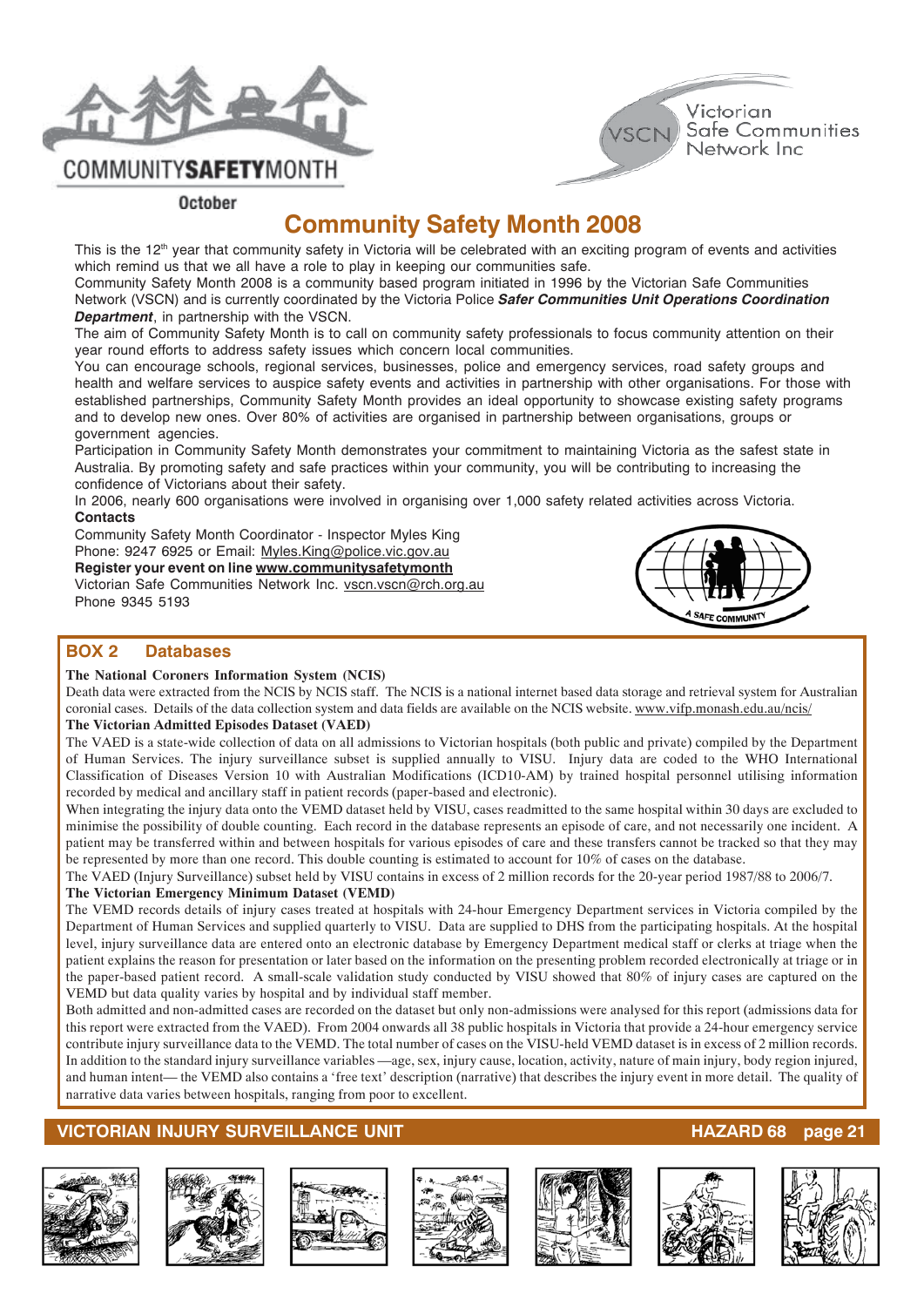COMMUNITY**SAFETY**MONTH

October

Victorian Safe Communities Network Inc

# Community Safety Month 2008

This is the 12th year that community safety in Victoria will be celebrated with an exciting program of events and activities which remind us that we all have a role to play in keeping our communities safe.

Community Safety Month 2008 is a community based program initiated in 1996 by the Victorian Safe Communities Network (VSCN) and is currently coordinated by the Victoria Police ***Safer Communities Unit Operations Coordination Department***, in partnership with the VSCN.

The aim of Community Safety Month is to call on community safety professionals to focus community attention on their year round efforts to address safety issues which concern local communities.

You can encourage schools, regional services, businesses, police and emergency services, road safety groups and health and welfare services to auspice safety events and activities in partnership with other organisations. For those with established partnerships, Community Safety Month provides an ideal opportunity to showcase existing safety programs and to develop new ones. Over 80% of activities are organised in partnership between organisations, groups or government agencies.

Participation in Community Safety Month demonstrates your commitment to maintaining Victoria as the safest state in Australia. By promoting safety and safe practices within your community, you will be contributing to increasing the confidence of Victorians about their safety.

In 2006, nearly 600 organisations were involved in organising over 1,000 safety related activities across Victoria.

**Contacts**

Community Safety Month Coordinator - Inspector Myles King
Phone: 9247 6925 or Email: Myles.King@police.vic.gov.au
**Register your event on line www.communitysafetymonth**
Victorian Safe Communities Network Inc. vscn.vscn@rch.org.au
Phone 9345 5193

## BOX 2 Databases

**The National Coroners Information System (NCIS)**

Death data were extracted from the NCIS by NCIS staff. The NCIS is a national internet based data storage and retrieval system for Australian coronial cases. Details of the data collection system and data fields are available on the NCIS website. www.vifp.monash.edu.au/ncis/

**The Victorian Admitted Episodes Dataset (VAED)**

The VAED is a state-wide collection of data on all admissions to Victorian hospitals (both public and private) compiled by the Department of Human Services. The injury surveillance subset is supplied annually to VISU. Injury data are coded to the WHO International Classification of Diseases Version 10 with Australian Modifications (ICD10-AM) by trained hospital personnel utilising information recorded by medical and ancillary staff in patient records (paper-based and electronic).

When integrating the injury data onto the VEMD dataset held by VISU, cases readmitted to the same hospital within 30 days are excluded to minimise the possibility of double counting. Each record in the database represents an episode of care, and not necessarily one incident. A patient may be transferred within and between hospitals for various episodes of care and these transfers cannot be tracked so that they may be represented by more than one record. This double counting is estimated to account for 10% of cases on the database.

The VAED (Injury Surveillance) subset held by VISU contains in excess of 2 million records for the 20-year period 1987/88 to 2006/7.

**The Victorian Emergency Minimum Dataset (VEMD)**

The VEMD records details of injury cases treated at hospitals with 24-hour Emergency Department services in Victoria compiled by the Department of Human Services and supplied quarterly to VISU. Data are supplied to DHS from the participating hospitals. At the hospital level, injury surveillance data are entered onto an electronic database by Emergency Department medical staff or clerks at triage when the patient explains the reason for presentation or later based on the information on the presenting problem recorded electronically at triage or in the paper-based patient record. A small-scale validation study conducted by VISU showed that 80% of injury cases are captured on the VEMD but data quality varies by hospital and by individual staff member.

Both admitted and non-admitted cases are recorded on the dataset but only non-admissions were analysed for this report (admissions data for this report were extracted from the VAED). From 2004 onwards all 38 public hospitals in Victoria that provide a 24-hour emergency service contribute injury surveillance data to the VEMD. The total number of cases on the VISU-held VEMD dataset is in excess of 2 million records. In addition to the standard injury surveillance variables —age, sex, injury cause, location, activity, nature of main injury, body region injured, and human intent— the VEMD also contains a 'free text' description (narrative) that describes the injury event in more detail. The quality of narrative data varies between hospitals, ranging from poor to excellent.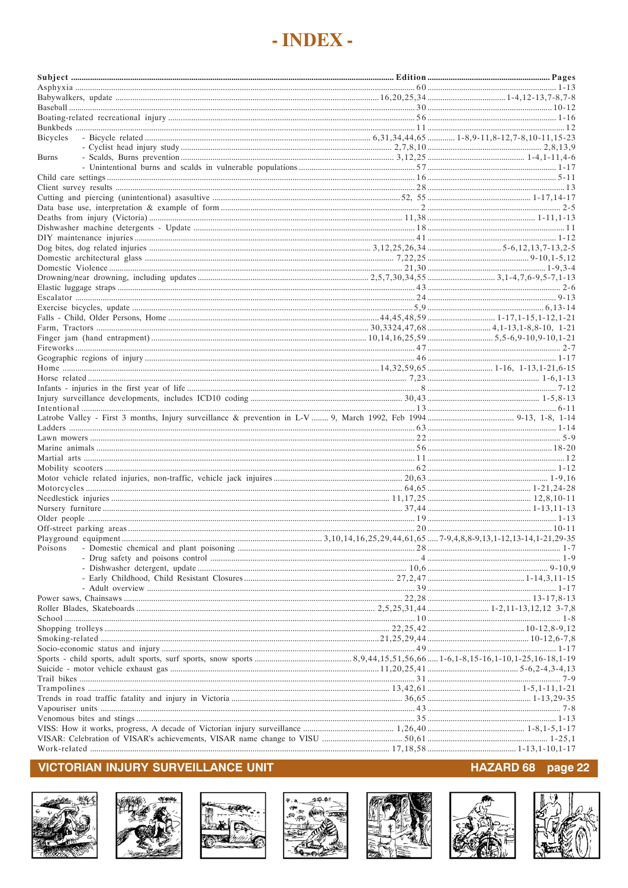# - INDEX -

| Subject | Edition | Pages |
|---|---|---|
| Asphyxia | 60 | 1-13 |
| Babywalkers, update | 16,20,25,34 | 1-4,12-13,7-8,7-8 |
| Baseball | 30 | 10-12 |
| Boating-related recreational injury | 56 | 1-16 |
| Bunkbeds | 11 | 12 |
| Bicycles - Bicycle related | 6,31,34,44,65 | 1-8,9-11,8-12,7-8,10-11,15-23 |
| - Cyclist head injury study | 2,7,8,10 | 2,8,13,9 |
| Burns - Scalds, Burns prevention | 3,12,25 | 1-4,1-11,4-6 |
| - Unintentional burns and scalds in vulnerable populations | 57 | 1-17 |
| Child care settings | 16 | 5-11 |
| Client survey results | 28 | 13 |
| Cutting and piercing (unintentional) asasultive | 52, 55 | 1-17,14-17 |
| Data base use, interpretation & example of form | 2 | 2-5 |
| Deaths from injury (Victoria) | 11,38 | 1-11,1-13 |
| Dishwasher machine detergents - Update | 18 | 11 |
| DIY maintenance injuries | 41 | 1-12 |
| Dog bites, dog related injuries | 3,12,25,26,34 | 5-6,12,13,7-13,2-5 |
| Domestic architectural glass | 7,22,25 | 9-10,1-5,12 |
| Domestic Violence | 21,30 | 1-9,3-4 |
| Drowning/near drowning, including updates | 2,5,7,30,34,55 | 3,1-4,7,6-9,5-7,1-13 |
| Elastic luggage straps | 43 | 2-6 |
| Escalator | 24 | 9-13 |
| Exercise bicycles, update | 5,9 | 6,13-14 |
| Falls - Child, Older Persons, Home | 44,45,48,59 | 1-17,1-15,1-12,1-21 |
| Farm, Tractors | 30,3324,47,68 | 4,1-13,1-8,8-10, 1-21 |
| Finger jam (hand entrapment) | 10,14,16,25,59 | 5,5-6,9-10,9-10,1-21 |
| Fireworks | 47 | 2-7 |
| Geographic regions of injury | 46 | 1-17 |
| Home | 14,32,59,65 | 1-16, 1-13,1-21,6-15 |
| Horse related | 7,23 | 1-6,1-13 |
| Infants - injuries in the first year of life | 8 | 7-12 |
| Injury surveillance developments, includes ICD10 coding | 30,43 | 1-5,8-13 |
| Intentional | 13 | 6-11 |
| Latrobe Valley - First 3 months, Injury surveillance & prevention in L-V | 9, March 1992, Feb 1994 | 9-13, 1-8, 1-14 |
| Ladders | 63 | 1-14 |
| Lawn mowers | 22 | 5-9 |
| Marine animals | 56 | 18-20 |
| Martial arts | 11 | 12 |
| Mobility scooters | 62 | 1-12 |
| Motor vehicle related injuries, non-traffic, vehicle jack injuries | 20,63 | 1-9,16 |
| Motorcycles | 64,65 | 1-21,24-28 |
| Needlestick injuries | 11,17,25 | 12,8,10-11 |
| Nursery furniture | 37,44 | 1-13,11-13 |
| Older people | 19 | 1-13 |
| Off-street parking areas | 20 | 10-11 |
| Playground equipment | 3,10,14,16,25,29,44,61,65 | 7-9,4,8,8-9,13,1-12,13-14,1-21,29-35 |
| Poisons - Domestic chemical and plant poisoning | 28 | 1-7 |
| - Drug safety and poisons control | 4 | 1-9 |
| - Dishwasher detergent, update | 10,6 | 9-10,9 |
| - Early Childhood, Child Resistant Closures | 27,2,47 | 1-14,3,11-15 |
| - Adult overview | 39 | 1-17 |
| Power saws, Chainsaws | 22,28 | 13-17,8-13 |
| Roller Blades, Skateboards | 2,5,25,31,44 | 1-2,11-13,12,12 3-7,8 |
| School | 10 | 1-8 |
| Shopping trolleys | 22,25,42 | 10-12,8-9,12 |
| Smoking-related | 21,25,29,44 | 10-12,6-7,8 |
| Socio-economic status and injury | 49 | 1-17 |
| Sports - child sports, adult sports, surf sports, snow sports | 8,9,44,15,51,56,66 | 1-6,1-8,15-16,1-10,1-25,16-18,1-19 |
| Suicide - motor vehicle exhaust gas | 11,20,25,41 | 5-6,2-4,3-4,13 |
| Trail bikes | 31 | 7-9 |
| Trampolines | 13,42,61 | 1-5,1-11,1-21 |
| Trends in road traffic fatality and injury in Victoria | 36,65 | 1-13,29-35 |
| Vapouriser units | 43 | 7-8 |
| Venomous bites and stings | 35 | 1-13 |
| VISS: How it works, progress, A decade of Victorian injury surveillance | 1,26,40 | 1-8,1-5,1-17 |
| VISAR: Celebration of VISAR's achievements, VISAR name change to VISU | 50,61 | 1-25,1 |
| Work-related | 17,18,58 | 1-13,1-10,1-17 |

VICTORIAN INJURY SURVEILLANCE UNIT

HAZARD 68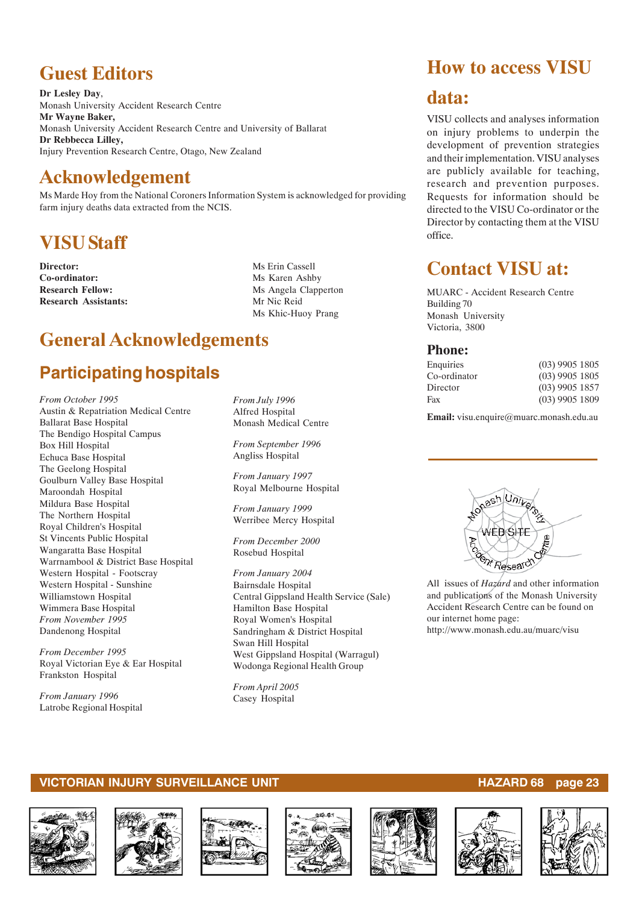# Guest Editors

**Dr Lesley Day**,
Monash University Accident Research Centre
**Mr Wayne Baker,**
Monash University Accident Research Centre and University of Ballarat
**Dr Rebbecca Lilley,**
Injury Prevention Research Centre, Otago, New Zealand

# Acknowledgement

Ms Marde Hoy from the National Coroners Information System is acknowledged for providing farm injury deaths data extracted from the NCIS.

# VISU Staff

| | |
|---|---|
| **Director:** | Ms Erin Cassell |
| **Co-ordinator:** | Ms Karen Ashby |
| **Research Fellow:** | Ms Angela Clapperton |
| **Research Assistants:** | Mr Nic Reid |
| | Ms Khic-Huoy Prang |

# General Acknowledgements

## Participating hospitals

*From October 1995*
Austin & Repatriation Medical Centre
Ballarat Base Hospital
The Bendigo Hospital Campus
Box Hill Hospital
Echuca Base Hospital
The Geelong Hospital
Goulburn Valley Base Hospital
Maroondah Hospital
Mildura Base Hospital
The Northern Hospital
Royal Children's Hospital
St Vincents Public Hospital
Wangaratta Base Hospital
Warrnambool & District Base Hospital
Western Hospital - Footscray
Western Hospital - Sunshine
Williamstown Hospital
Wimmera Base Hospital

*From November 1995*
Dandenong Hospital

*From December 1995*
Royal Victorian Eye & Ear Hospital
Frankston Hospital

*From January 1996*
Latrobe Regional Hospital

*From July 1996*
Alfred Hospital
Monash Medical Centre

*From September 1996*
Angliss Hospital

*From January 1997*
Royal Melbourne Hospital

*From January 1999*
Werribee Mercy Hospital

*From December 2000*
Rosebud Hospital

*From January 2004*
Bairnsdale Hospital
Central Gippsland Health Service (Sale)
Hamilton Base Hospital
Royal Women's Hospital
Sandringham & District Hospital
Swan Hill Hospital
West Gippsland Hospital (Warragul)
Wodonga Regional Health Group

*From April 2005*
Casey Hospital

# How to access VISU data:

VISU collects and analyses information on injury problems to underpin the development of prevention strategies and their implementation. VISU analyses are publicly available for teaching, research and prevention purposes. Requests for information should be directed to the VISU Co-ordinator or the Director by contacting them at the VISU office.

# Contact VISU at:

MUARC - Accident Research Centre
Building 70
Monash University
Victoria, 3800

## Phone:

| | |
|---|---|
| Enquiries | (03) 9905 1805 |
| Co-ordinator | (03) 9905 1805 |
| Director | (03) 9905 1857 |
| Fax | (03) 9905 1809 |

**Email:** visu.enquire@muarc.monash.edu.au

All issues of *Hazard* and other information and publications of the Monash University Accident Research Centre can be found on our internet home page:
http://www.monash.edu.au/muarc/visu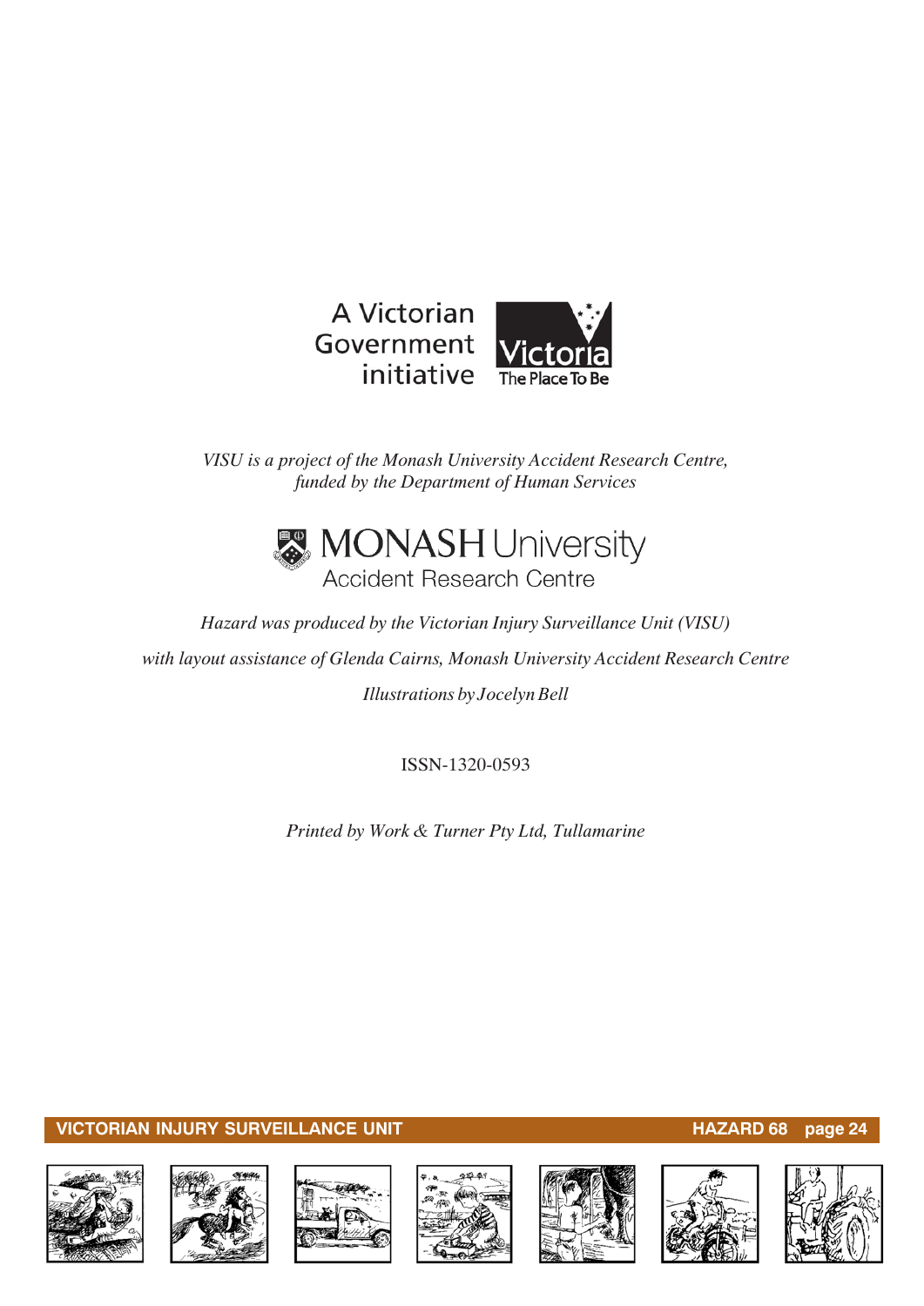A Victorian Government initiative

Victoria
The Place To Be

*VISU is a project of the Monash University Accident Research Centre, funded by the Department of Human Services*

MONASH University
Accident Research Centre

*Hazard was produced by the Victorian Injury Surveillance Unit (VISU)*

*with layout assistance of Glenda Cairns, Monash University Accident Research Centre*

*Illustrations by Jocelyn Bell*

ISSN-1320-0593

*Printed by Work & Turner Pty Ltd, Tullamarine*